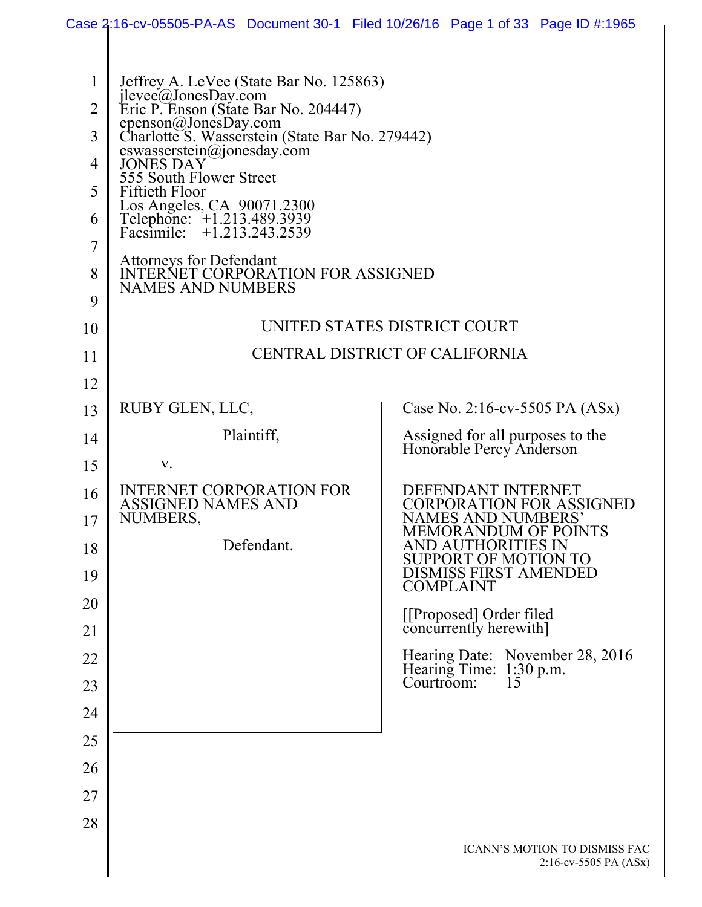Jeffrey A. LeVee (State Bar No. 125863)
jlevee@JonesDay.com
Eric P. Enson (State Bar No. 204447)
epenson@JonesDay.com
Charlotte S. Wasserstein (State Bar No. 279442)
cswasserstein@jonesday.com
JONES DAY
555 South Flower Street
Fiftieth Floor
Los Angeles, CA 90071.2300
Telephone: +1.213.489.3939
Facsimile: +1.213.243.2539

Attorneys for Defendant
INTERNET CORPORATION FOR ASSIGNED NAMES AND NUMBERS

UNITED STATES DISTRICT COURT

CENTRAL DISTRICT OF CALIFORNIA

RUBY GLEN, LLC,

Plaintiff,

v.

INTERNET CORPORATION FOR ASSIGNED NAMES AND NUMBERS,

Defendant.

Case No. 2:16-cv-5505 PA (ASx)

Assigned for all purposes to the Honorable Percy Anderson

DEFENDANT INTERNET CORPORATION FOR ASSIGNED NAMES AND NUMBERS' MEMORANDUM OF POINTS AND AUTHORITIES IN SUPPORT OF MOTION TO DISMISS FIRST AMENDED COMPLAINT

[[Proposed] Order filed concurrently herewith]

Hearing Date: November 28, 2016
Hearing Time: 1:30 p.m.
Courtroom: 15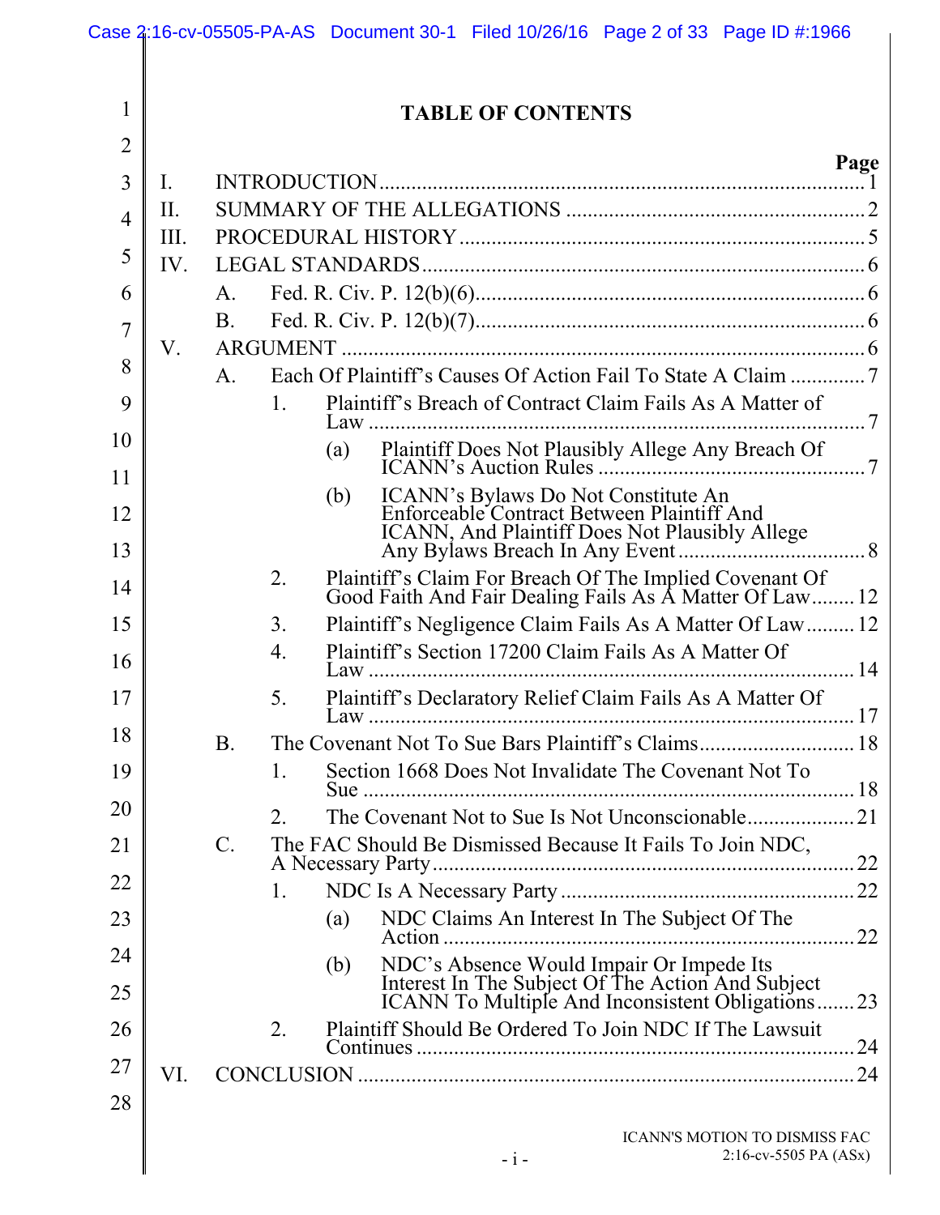# TABLE OF CONTENTS

| | Page |
|---|---|
| I. INTRODUCTION | 1 |
| II. SUMMARY OF THE ALLEGATIONS | 2 |
| III. PROCEDURAL HISTORY | 5 |
| IV. LEGAL STANDARDS | 6 |
| A. Fed. R. Civ. P. 12(b)(6) | 6 |
| B. Fed. R. Civ. P. 12(b)(7) | 6 |
| V. ARGUMENT | 6 |
| A. Each Of Plaintiff's Causes Of Action Fail To State A Claim | 7 |
| 1. Plaintiff's Breach of Contract Claim Fails As A Matter of Law | 7 |
| (a) Plaintiff Does Not Plausibly Allege Any Breach Of ICANN's Auction Rules | 7 |
| (b) ICANN's Bylaws Do Not Constitute An Enforceable Contract Between Plaintiff And ICANN, And Plaintiff Does Not Plausibly Allege Any Bylaws Breach In Any Event | 8 |
| 2. Plaintiff's Claim For Breach Of The Implied Covenant Of Good Faith And Fair Dealing Fails As A Matter Of Law | 12 |
| 3. Plaintiff's Negligence Claim Fails As A Matter Of Law | 12 |
| 4. Plaintiff's Section 17200 Claim Fails As A Matter Of Law | 14 |
| 5. Plaintiff's Declaratory Relief Claim Fails As A Matter Of Law | 17 |
| B. The Covenant Not To Sue Bars Plaintiff's Claims | 18 |
| 1. Section 1668 Does Not Invalidate The Covenant Not To Sue | 18 |
| 2. The Covenant Not to Sue Is Not Unconscionable | 21 |
| C. The FAC Should Be Dismissed Because It Fails To Join NDC, A Necessary Party | 22 |
| 1. NDC Is A Necessary Party | 22 |
| (a) NDC Claims An Interest In The Subject Of The Action | 22 |
| (b) NDC's Absence Would Impair Or Impede Its Interest In The Subject Of The Action And Subject ICANN To Multiple And Inconsistent Obligations | 23 |
| 2. Plaintiff Should Be Ordered To Join NDC If The Lawsuit Continues | 24 |
| VI. CONCLUSION | 24 |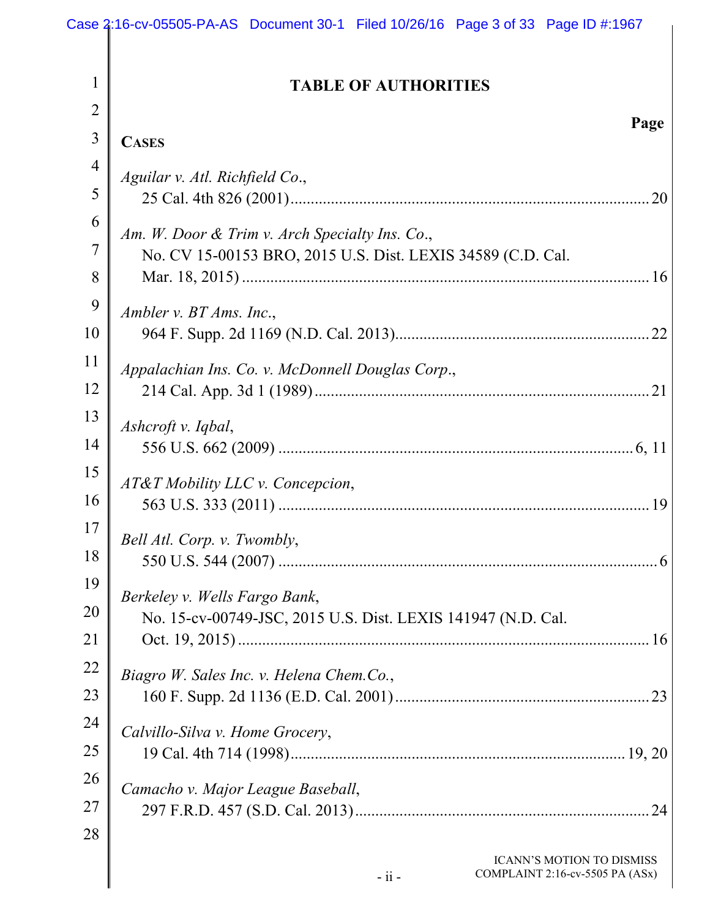# TABLE OF AUTHORITIES

**Page**

## CASES

*Aguilar v. Atl. Richfield Co.*,
25 Cal. 4th 826 (2001) ........................................................................................ 20

*Am. W. Door & Trim v. Arch Specialty Ins. Co.*,
No. CV 15-00153 BRO, 2015 U.S. Dist. LEXIS 34589 (C.D. Cal. Mar. 18, 2015) ........................................................................................ 16

*Ambler v. BT Ams. Inc.*,
964 F. Supp. 2d 1169 (N.D. Cal. 2013) ........................................................................................ 22

*Appalachian Ins. Co. v. McDonnell Douglas Corp.*,
214 Cal. App. 3d 1 (1989) ........................................................................................ 21

*Ashcroft v. Iqbal*,
556 U.S. 662 (2009) ........................................................................................ 6, 11

*AT&T Mobility LLC v. Concepcion*,
563 U.S. 333 (2011) ........................................................................................ 19

*Bell Atl. Corp. v. Twombly*,
550 U.S. 544 (2007) ........................................................................................ 6

*Berkeley v. Wells Fargo Bank*,
No. 15-cv-00749-JSC, 2015 U.S. Dist. LEXIS 141947 (N.D. Cal. Oct. 19, 2015) ........................................................................................ 16

*Biagro W. Sales Inc. v. Helena Chem.Co.*,
160 F. Supp. 2d 1136 (E.D. Cal. 2001) ........................................................................................ 23

*Calvillo-Silva v. Home Grocery*,
19 Cal. 4th 714 (1998) ........................................................................................ 19, 20

*Camacho v. Major League Baseball*,
297 F.R.D. 457 (S.D. Cal. 2013) ........................................................................................ 24

ICANN'S MOTION TO DISMISS COMPLAINT 2:16-cv-5505 PA (ASx)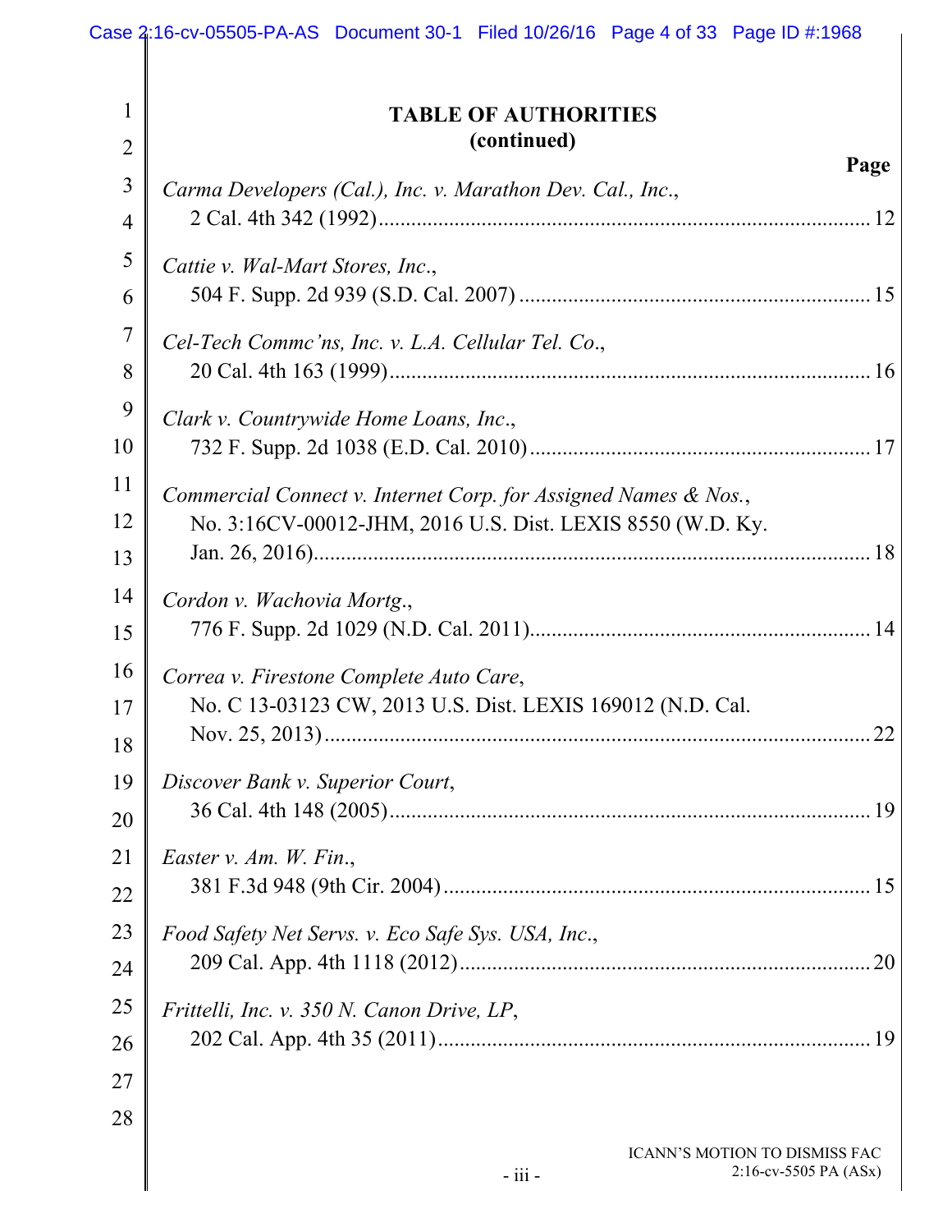**TABLE OF AUTHORITIES**
**(continued)**

**Page**

*Carma Developers (Cal.), Inc. v. Marathon Dev. Cal., Inc.*,
2 Cal. 4th 342 (1992) ........................................................................................ 12

*Cattie v. Wal-Mart Stores, Inc.*,
504 F. Supp. 2d 939 (S.D. Cal. 2007) ................................................................ 15

*Cel-Tech Commc'ns, Inc. v. L.A. Cellular Tel. Co.*,
20 Cal. 4th 163 (1999) ........................................................................................ 16

*Clark v. Countrywide Home Loans, Inc.*,
732 F. Supp. 2d 1038 (E.D. Cal. 2010) .............................................................. 17

*Commercial Connect v. Internet Corp. for Assigned Names & Nos.*,
No. 3:16CV-00012-JHM, 2016 U.S. Dist. LEXIS 8550 (W.D. Ky. Jan. 26, 2016) ...................................................................................................... 18

*Cordon v. Wachovia Mortg.*,
776 F. Supp. 2d 1029 (N.D. Cal. 2011) .............................................................. 14

*Correa v. Firestone Complete Auto Care*,
No. C 13-03123 CW, 2013 U.S. Dist. LEXIS 169012 (N.D. Cal. Nov. 25, 2013) ...................................................................................................... 22

*Discover Bank v. Superior Court*,
36 Cal. 4th 148 (2005) ........................................................................................ 19

*Easter v. Am. W. Fin.*,
381 F.3d 948 (9th Cir. 2004) .............................................................................. 15

*Food Safety Net Servs. v. Eco Safe Sys. USA, Inc.*,
209 Cal. App. 4th 1118 (2012) ........................................................................... 20

*Frittelli, Inc. v. 350 N. Canon Drive, LP*,
202 Cal. App. 4th 35 (2011) ............................................................................... 19

ICANN'S MOTION TO DISMISS FAC
2:16-cv-5505 PA (ASx)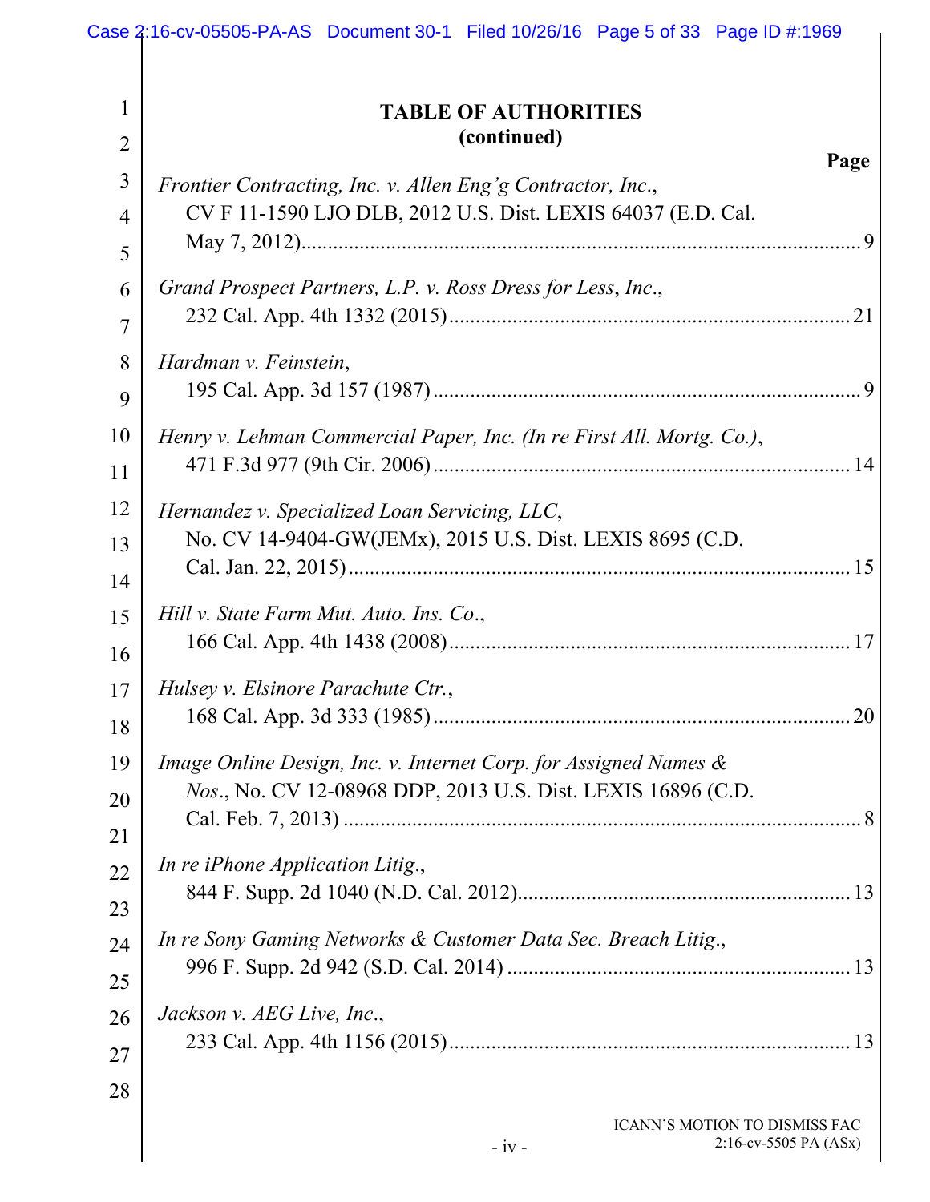**TABLE OF AUTHORITIES**
**(continued)**

**Page**

*Frontier Contracting, Inc. v. Allen Eng'g Contractor, Inc.*,
CV F 11-1590 LJO DLB, 2012 U.S. Dist. LEXIS 64037 (E.D. Cal. May 7, 2012) .......... 9

*Grand Prospect Partners, L.P. v. Ross Dress for Less, Inc.*,
232 Cal. App. 4th 1332 (2015) .......... 21

*Hardman v. Feinstein*,
195 Cal. App. 3d 157 (1987) .......... 9

*Henry v. Lehman Commercial Paper, Inc. (In re First All. Mortg. Co.)*,
471 F.3d 977 (9th Cir. 2006) .......... 14

*Hernandez v. Specialized Loan Servicing, LLC*,
No. CV 14-9404-GW(JEMx), 2015 U.S. Dist. LEXIS 8695 (C.D. Cal. Jan. 22, 2015) .......... 15

*Hill v. State Farm Mut. Auto. Ins. Co.*,
166 Cal. App. 4th 1438 (2008) .......... 17

*Hulsey v. Elsinore Parachute Ctr.*,
168 Cal. App. 3d 333 (1985) .......... 20

*Image Online Design, Inc. v. Internet Corp. for Assigned Names & Nos.*, No. CV 12-08968 DDP, 2013 U.S. Dist. LEXIS 16896 (C.D. Cal. Feb. 7, 2013) .......... 8

*In re iPhone Application Litig.*,
844 F. Supp. 2d 1040 (N.D. Cal. 2012) .......... 13

*In re Sony Gaming Networks & Customer Data Sec. Breach Litig.*,
996 F. Supp. 2d 942 (S.D. Cal. 2014) .......... 13

*Jackson v. AEG Live, Inc.*,
233 Cal. App. 4th 1156 (2015) .......... 13

ICANN'S MOTION TO DISMISS FAC
2:16-cv-5505 PA (ASx)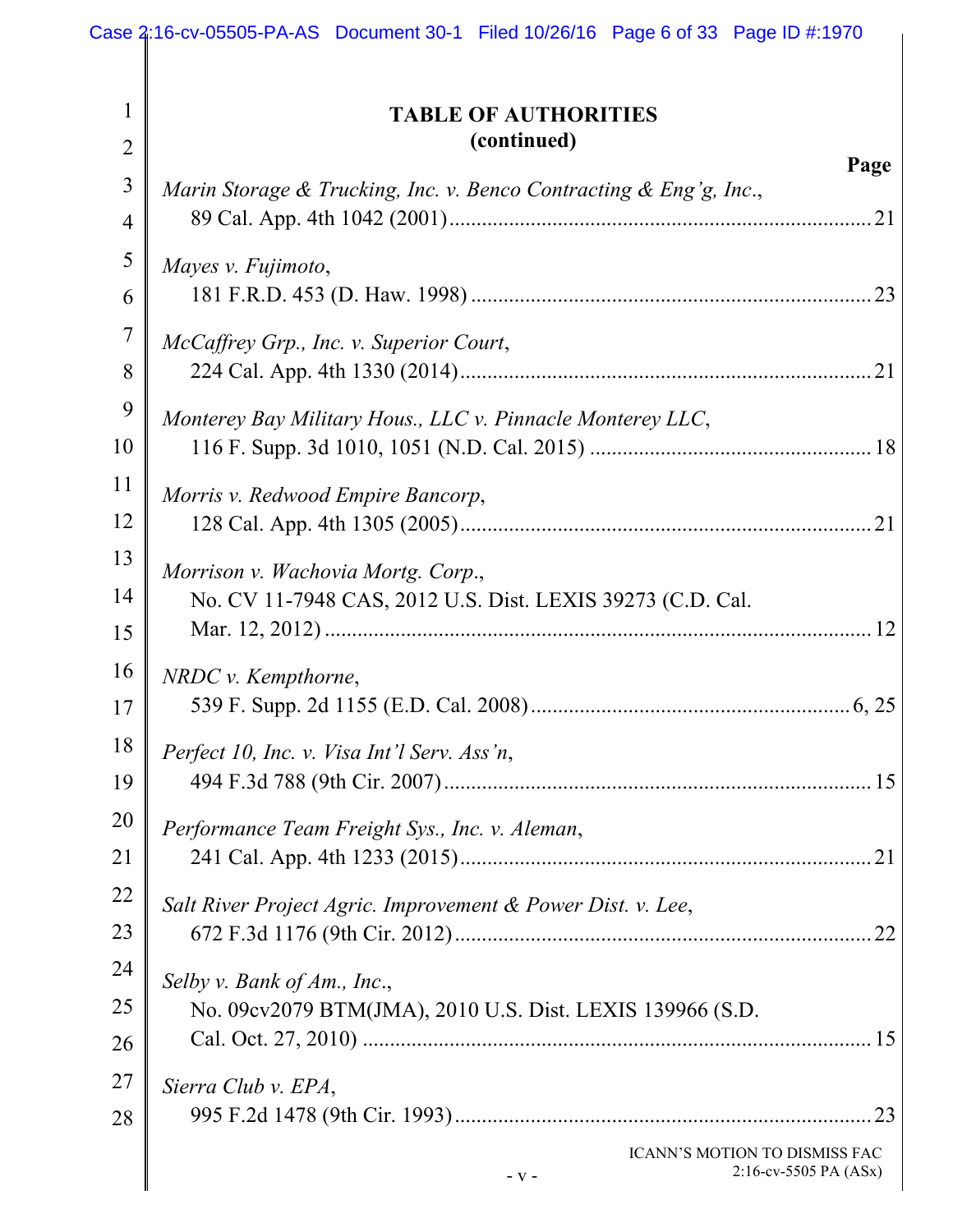## TABLE OF AUTHORITIES
## (continued)

**Page**

*Marin Storage & Trucking, Inc. v. Benco Contracting & Eng'g, Inc.*,
89 Cal. App. 4th 1042 (2001) .......... 21

*Mayes v. Fujimoto*,
181 F.R.D. 453 (D. Haw. 1998) .......... 23

*McCaffrey Grp., Inc. v. Superior Court*,
224 Cal. App. 4th 1330 (2014) .......... 21

*Monterey Bay Military Hous., LLC v. Pinnacle Monterey LLC*,
116 F. Supp. 3d 1010, 1051 (N.D. Cal. 2015) .......... 18

*Morris v. Redwood Empire Bancorp*,
128 Cal. App. 4th 1305 (2005) .......... 21

*Morrison v. Wachovia Mortg. Corp.*,
No. CV 11-7948 CAS, 2012 U.S. Dist. LEXIS 39273 (C.D. Cal. Mar. 12, 2012) .......... 12

*NRDC v. Kempthorne*,
539 F. Supp. 2d 1155 (E.D. Cal. 2008) .......... 6, 25

*Perfect 10, Inc. v. Visa Int'l Serv. Ass'n*,
494 F.3d 788 (9th Cir. 2007) .......... 15

*Performance Team Freight Sys., Inc. v. Aleman*,
241 Cal. App. 4th 1233 (2015) .......... 21

*Salt River Project Agric. Improvement & Power Dist. v. Lee*,
672 F.3d 1176 (9th Cir. 2012) .......... 22

*Selby v. Bank of Am., Inc.*,
No. 09cv2079 BTM(JMA), 2010 U.S. Dist. LEXIS 139966 (S.D. Cal. Oct. 27, 2010) .......... 15

*Sierra Club v. EPA*,
995 F.2d 1478 (9th Cir. 1993) .......... 23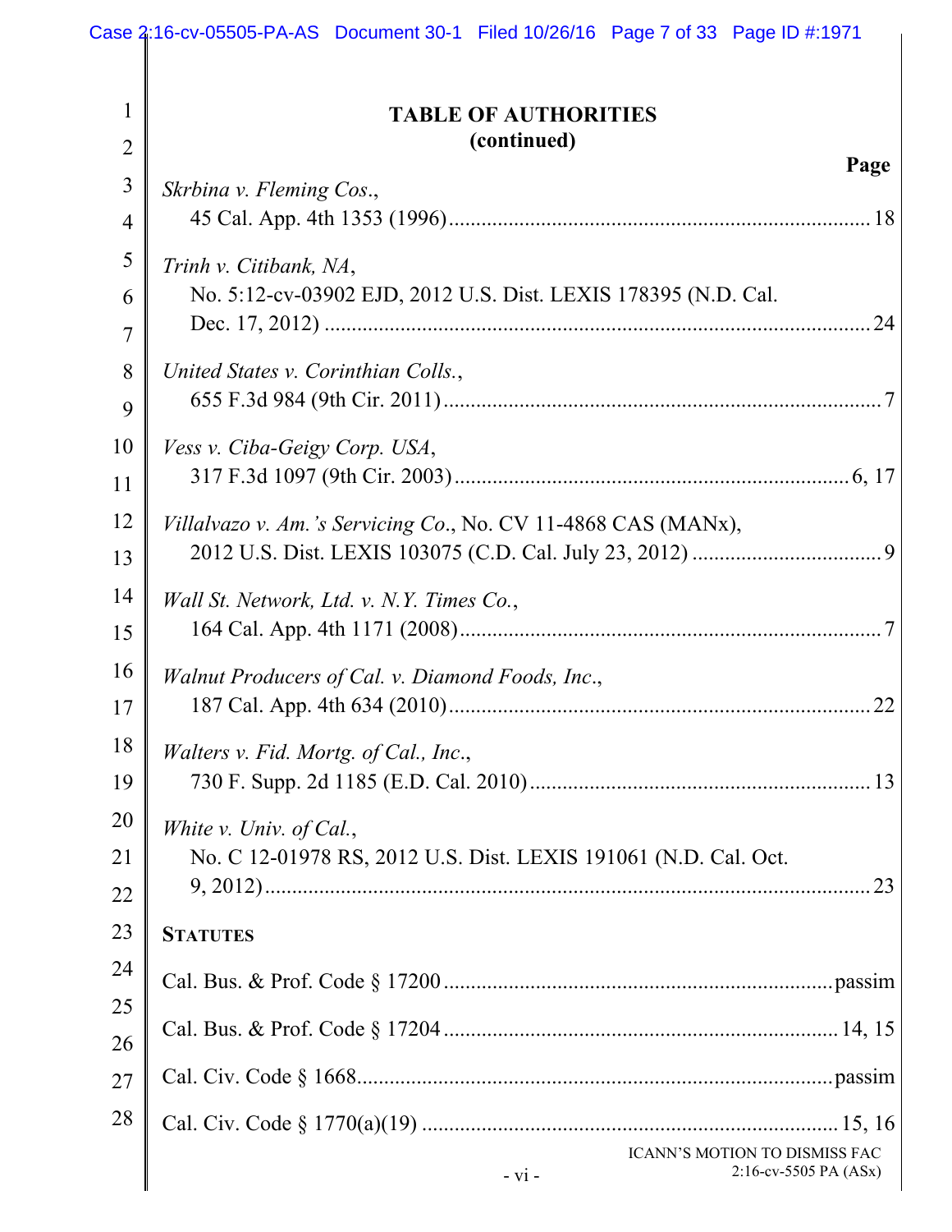# TABLE OF AUTHORITIES
## (continued)

**Page**

*Skrbina v. Fleming Cos.*,
45 Cal. App. 4th 1353 (1996) ........................................ 18

*Trinh v. Citibank, NA*,
No. 5:12-cv-03902 EJD, 2012 U.S. Dist. LEXIS 178395 (N.D. Cal. Dec. 17, 2012) ........................................ 24

*United States v. Corinthian Colls.*,
655 F.3d 984 (9th Cir. 2011) ........................................ 7

*Vess v. Ciba-Geigy Corp. USA*,
317 F.3d 1097 (9th Cir. 2003) ........................................ 6, 17

*Villalvazo v. Am.'s Servicing Co.*, No. CV 11-4868 CAS (MANx),
2012 U.S. Dist. LEXIS 103075 (C.D. Cal. July 23, 2012) ........................................ 9

*Wall St. Network, Ltd. v. N.Y. Times Co.*,
164 Cal. App. 4th 1171 (2008) ........................................ 7

*Walnut Producers of Cal. v. Diamond Foods, Inc.*,
187 Cal. App. 4th 634 (2010) ........................................ 22

*Walters v. Fid. Mortg. of Cal., Inc.*,
730 F. Supp. 2d 1185 (E.D. Cal. 2010) ........................................ 13

*White v. Univ. of Cal.*,
No. C 12-01978 RS, 2012 U.S. Dist. LEXIS 191061 (N.D. Cal. Oct. 9, 2012) ........................................ 23

**STATUTES**

Cal. Bus. & Prof. Code § 17200 ........................................ passim

Cal. Bus. & Prof. Code § 17204 ........................................ 14, 15

Cal. Civ. Code § 1668 ........................................ passim

Cal. Civ. Code § 1770(a)(19) ........................................ 15, 16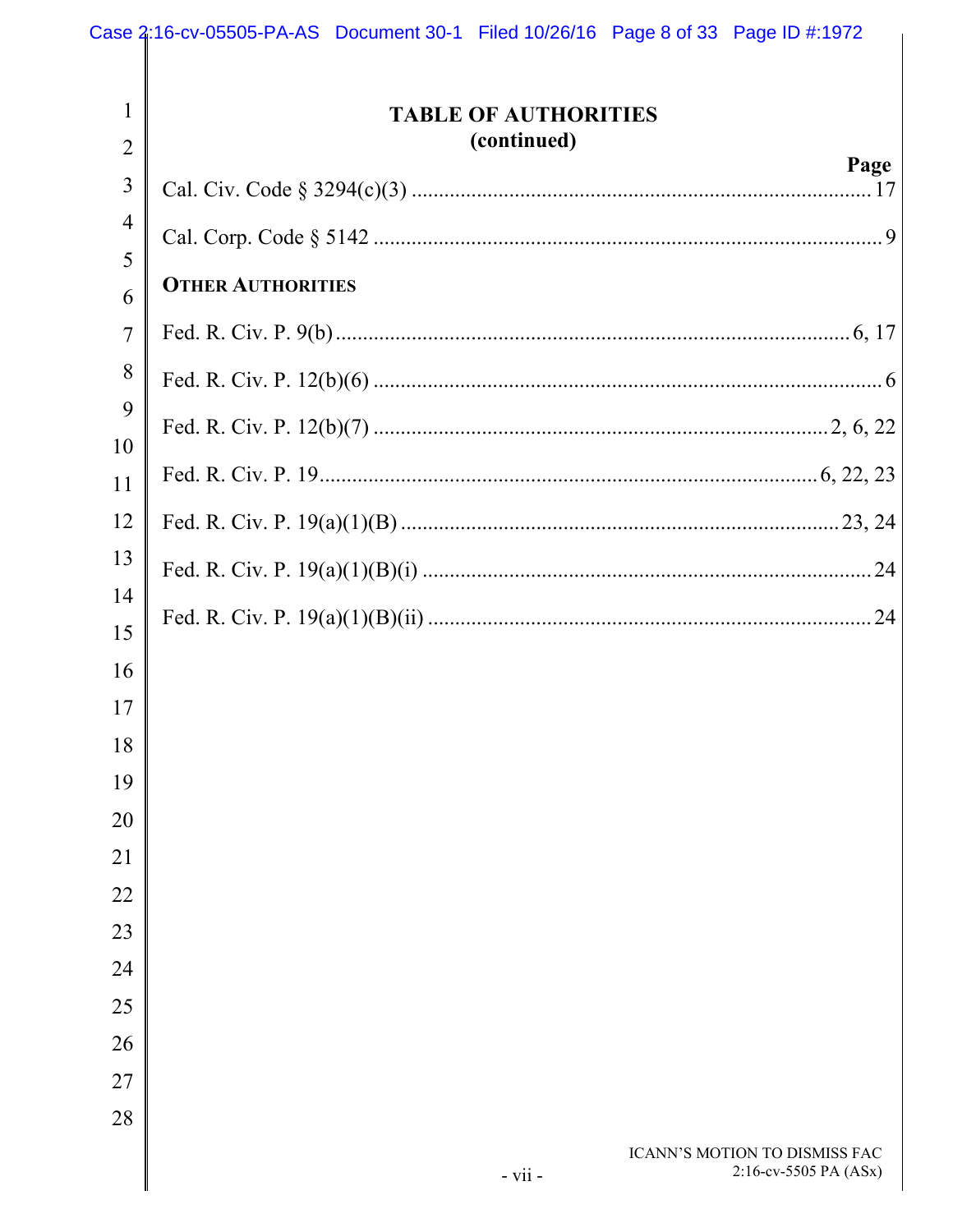## TABLE OF AUTHORITIES
### (continued)

| | Page |
|---|---|
| Cal. Civ. Code § 3294(c)(3) | 17 |
| Cal. Corp. Code § 5142 | 9 |
| **OTHER AUTHORITIES** | |
| Fed. R. Civ. P. 9(b) | 6, 17 |
| Fed. R. Civ. P. 12(b)(6) | 6 |
| Fed. R. Civ. P. 12(b)(7) | 2, 6, 22 |
| Fed. R. Civ. P. 19 | 6, 22, 23 |
| Fed. R. Civ. P. 19(a)(1)(B) | 23, 24 |
| Fed. R. Civ. P. 19(a)(1)(B)(i) | 24 |
| Fed. R. Civ. P. 19(a)(1)(B)(ii) | 24 |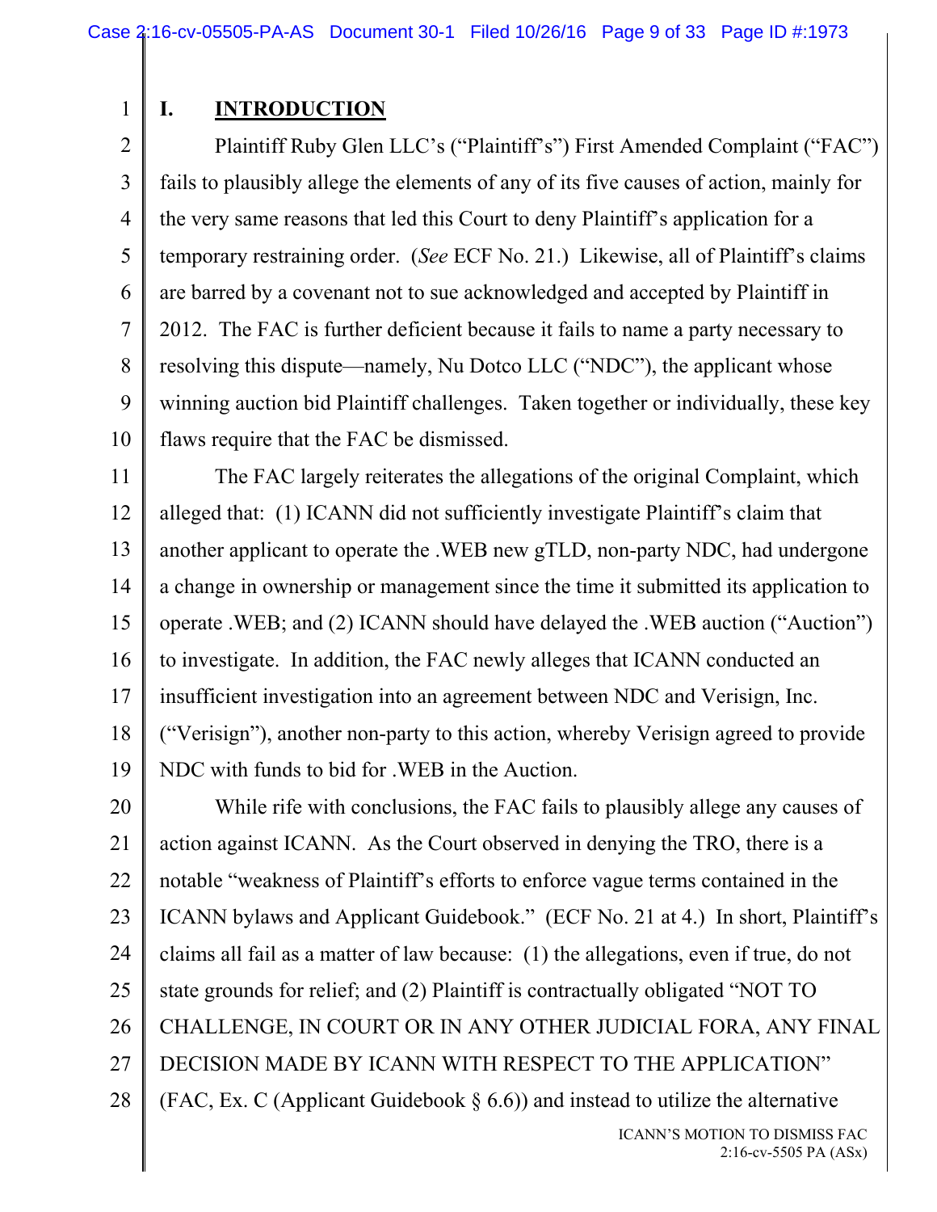## I. INTRODUCTION

Plaintiff Ruby Glen LLC's ("Plaintiff's") First Amended Complaint ("FAC") fails to plausibly allege the elements of any of its five causes of action, mainly for the very same reasons that led this Court to deny Plaintiff's application for a temporary restraining order. (*See* ECF No. 21.) Likewise, all of Plaintiff's claims are barred by a covenant not to sue acknowledged and accepted by Plaintiff in 2012. The FAC is further deficient because it fails to name a party necessary to resolving this dispute—namely, Nu Dotco LLC ("NDC"), the applicant whose winning auction bid Plaintiff challenges. Taken together or individually, these key flaws require that the FAC be dismissed.

The FAC largely reiterates the allegations of the original Complaint, which alleged that: (1) ICANN did not sufficiently investigate Plaintiff's claim that another applicant to operate the .WEB new gTLD, non-party NDC, had undergone a change in ownership or management since the time it submitted its application to operate .WEB; and (2) ICANN should have delayed the .WEB auction ("Auction") to investigate. In addition, the FAC newly alleges that ICANN conducted an insufficient investigation into an agreement between NDC and Verisign, Inc. ("Verisign"), another non-party to this action, whereby Verisign agreed to provide NDC with funds to bid for .WEB in the Auction.

While rife with conclusions, the FAC fails to plausibly allege any causes of action against ICANN. As the Court observed in denying the TRO, there is a notable "weakness of Plaintiff's efforts to enforce vague terms contained in the ICANN bylaws and Applicant Guidebook." (ECF No. 21 at 4.) In short, Plaintiff's claims all fail as a matter of law because: (1) the allegations, even if true, do not state grounds for relief; and (2) Plaintiff is contractually obligated "NOT TO CHALLENGE, IN COURT OR IN ANY OTHER JUDICIAL FORA, ANY FINAL DECISION MADE BY ICANN WITH RESPECT TO THE APPLICATION" (FAC, Ex. C (Applicant Guidebook § 6.6)) and instead to utilize the alternative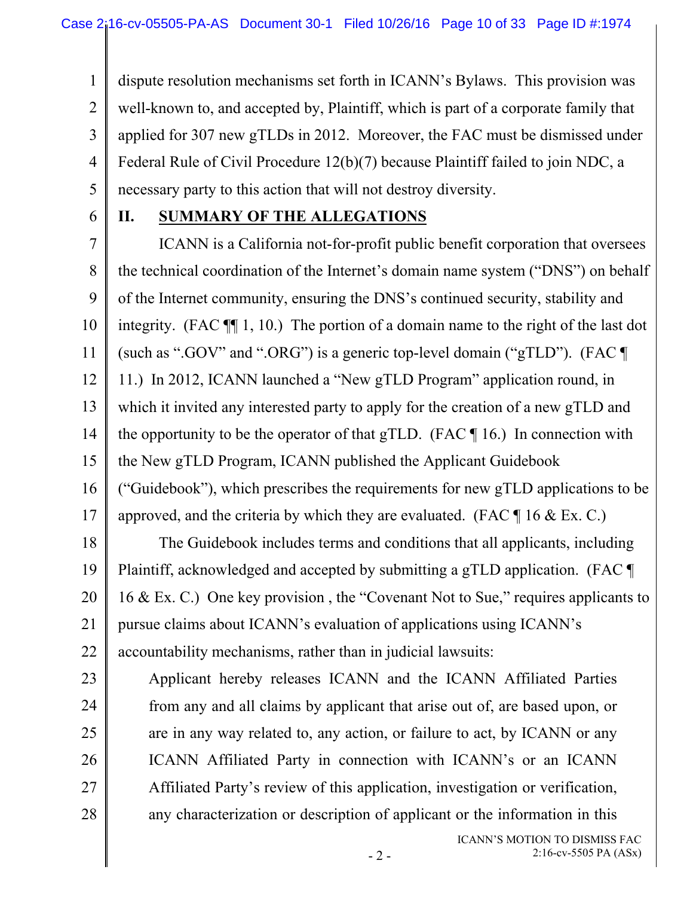dispute resolution mechanisms set forth in ICANN's Bylaws. This provision was well-known to, and accepted by, Plaintiff, which is part of a corporate family that applied for 307 new gTLDs in 2012. Moreover, the FAC must be dismissed under Federal Rule of Civil Procedure 12(b)(7) because Plaintiff failed to join NDC, a necessary party to this action that will not destroy diversity.

## II. SUMMARY OF THE ALLEGATIONS

ICANN is a California not-for-profit public benefit corporation that oversees the technical coordination of the Internet's domain name system ("DNS") on behalf of the Internet community, ensuring the DNS's continued security, stability and integrity. (FAC ¶¶ 1, 10.) The portion of a domain name to the right of the last dot (such as ".GOV" and ".ORG") is a generic top-level domain ("gTLD"). (FAC ¶ 11.) In 2012, ICANN launched a "New gTLD Program" application round, in which it invited any interested party to apply for the creation of a new gTLD and the opportunity to be the operator of that gTLD. (FAC ¶ 16.) In connection with the New gTLD Program, ICANN published the Applicant Guidebook ("Guidebook"), which prescribes the requirements for new gTLD applications to be approved, and the criteria by which they are evaluated. (FAC ¶ 16 & Ex. C.)

The Guidebook includes terms and conditions that all applicants, including Plaintiff, acknowledged and accepted by submitting a gTLD application. (FAC ¶ 16 & Ex. C.) One key provision , the "Covenant Not to Sue," requires applicants to pursue claims about ICANN's evaluation of applications using ICANN's accountability mechanisms, rather than in judicial lawsuits:

> Applicant hereby releases ICANN and the ICANN Affiliated Parties from any and all claims by applicant that arise out of, are based upon, or are in any way related to, any action, or failure to act, by ICANN or any ICANN Affiliated Party in connection with ICANN's or an ICANN Affiliated Party's review of this application, investigation or verification, any characterization or description of applicant or the information in this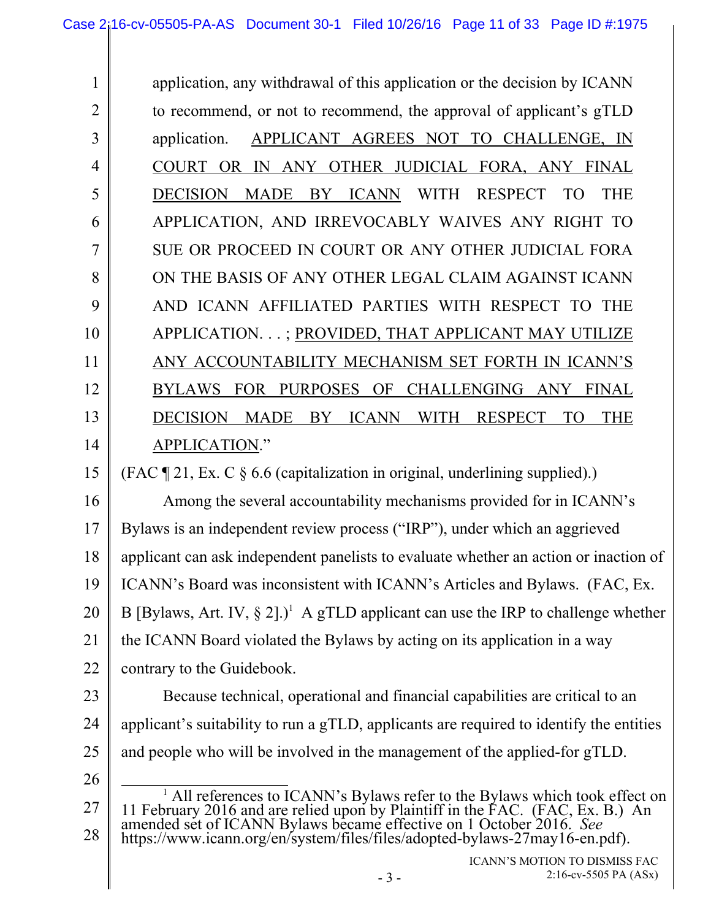application, any withdrawal of this application or the decision by ICANN to recommend, or not to recommend, the approval of applicant's gTLD application. <u>APPLICANT AGREES NOT TO CHALLENGE, IN COURT OR IN ANY OTHER JUDICIAL FORA, ANY FINAL DECISION MADE BY ICANN</u> WITH RESPECT TO THE APPLICATION, AND IRREVOCABLY WAIVES ANY RIGHT TO SUE OR PROCEED IN COURT OR ANY OTHER JUDICIAL FORA ON THE BASIS OF ANY OTHER LEGAL CLAIM AGAINST ICANN AND ICANN AFFILIATED PARTIES WITH RESPECT TO THE APPLICATION. . . ; <u>PROVIDED, THAT APPLICANT MAY UTILIZE ANY ACCOUNTABILITY MECHANISM SET FORTH IN ICANN'S BYLAWS FOR PURPOSES OF CHALLENGING ANY FINAL DECISION MADE BY ICANN WITH RESPECT TO THE APPLICATION</u>."

(FAC ¶ 21, Ex. C § 6.6 (capitalization in original, underlining supplied).)

Among the several accountability mechanisms provided for in ICANN's Bylaws is an independent review process ("IRP"), under which an aggrieved applicant can ask independent panelists to evaluate whether an action or inaction of ICANN's Board was inconsistent with ICANN's Articles and Bylaws. (FAC, Ex. B [Bylaws, Art. IV, § 2].)[1] A gTLD applicant can use the IRP to challenge whether the ICANN Board violated the Bylaws by acting on its application in a way contrary to the Guidebook.

Because technical, operational and financial capabilities are critical to an applicant's suitability to run a gTLD, applicants are required to identify the entities and people who will be involved in the management of the applied-for gTLD.

[1] All references to ICANN's Bylaws refer to the Bylaws which took effect on 11 February 2016 and are relied upon by Plaintiff in the FAC. (FAC, Ex. B.) An amended set of ICANN Bylaws became effective on 1 October 2016. *See* https://www.icann.org/en/system/files/files/adopted-bylaws-27may16-en.pdf).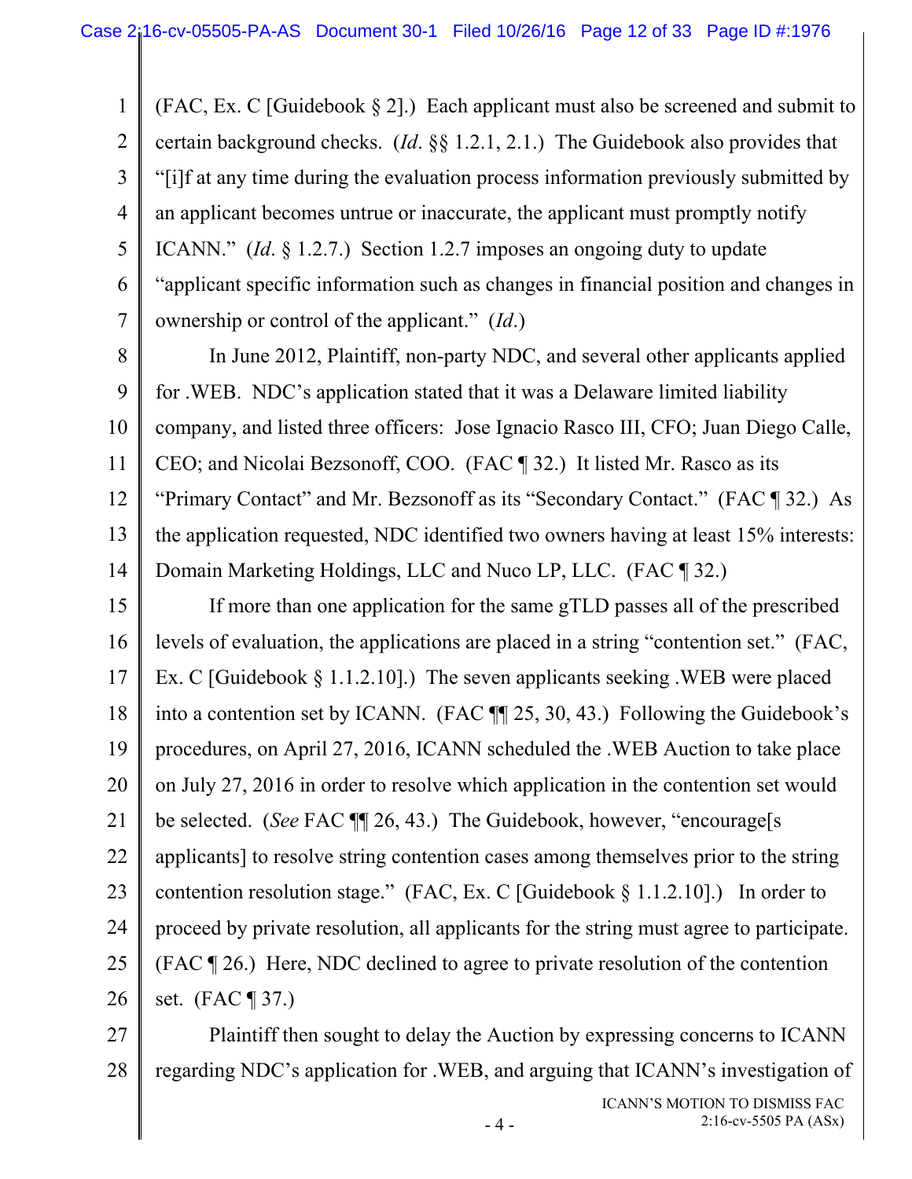(FAC, Ex. C [Guidebook § 2].) Each applicant must also be screened and submit to certain background checks. (*Id*. §§ 1.2.1, 2.1.) The Guidebook also provides that "[i]f at any time during the evaluation process information previously submitted by an applicant becomes untrue or inaccurate, the applicant must promptly notify ICANN." (*Id*. § 1.2.7.) Section 1.2.7 imposes an ongoing duty to update "applicant specific information such as changes in financial position and changes in ownership or control of the applicant." (*Id*.)

In June 2012, Plaintiff, non-party NDC, and several other applicants applied for .WEB. NDC's application stated that it was a Delaware limited liability company, and listed three officers: Jose Ignacio Rasco III, CFO; Juan Diego Calle, CEO; and Nicolai Bezsonoff, COO. (FAC ¶ 32.) It listed Mr. Rasco as its "Primary Contact" and Mr. Bezsonoff as its "Secondary Contact." (FAC ¶ 32.) As the application requested, NDC identified two owners having at least 15% interests: Domain Marketing Holdings, LLC and Nuco LP, LLC. (FAC ¶ 32.)

If more than one application for the same gTLD passes all of the prescribed levels of evaluation, the applications are placed in a string "contention set." (FAC, Ex. C [Guidebook § 1.1.2.10].) The seven applicants seeking .WEB were placed into a contention set by ICANN. (FAC ¶¶ 25, 30, 43.) Following the Guidebook's procedures, on April 27, 2016, ICANN scheduled the .WEB Auction to take place on July 27, 2016 in order to resolve which application in the contention set would be selected. (*See* FAC ¶¶ 26, 43.) The Guidebook, however, "encourage[s applicants] to resolve string contention cases among themselves prior to the string contention resolution stage." (FAC, Ex. C [Guidebook § 1.1.2.10].) In order to proceed by private resolution, all applicants for the string must agree to participate. (FAC ¶ 26.) Here, NDC declined to agree to private resolution of the contention set. (FAC ¶ 37.)

Plaintiff then sought to delay the Auction by expressing concerns to ICANN regarding NDC's application for .WEB, and arguing that ICANN's investigation of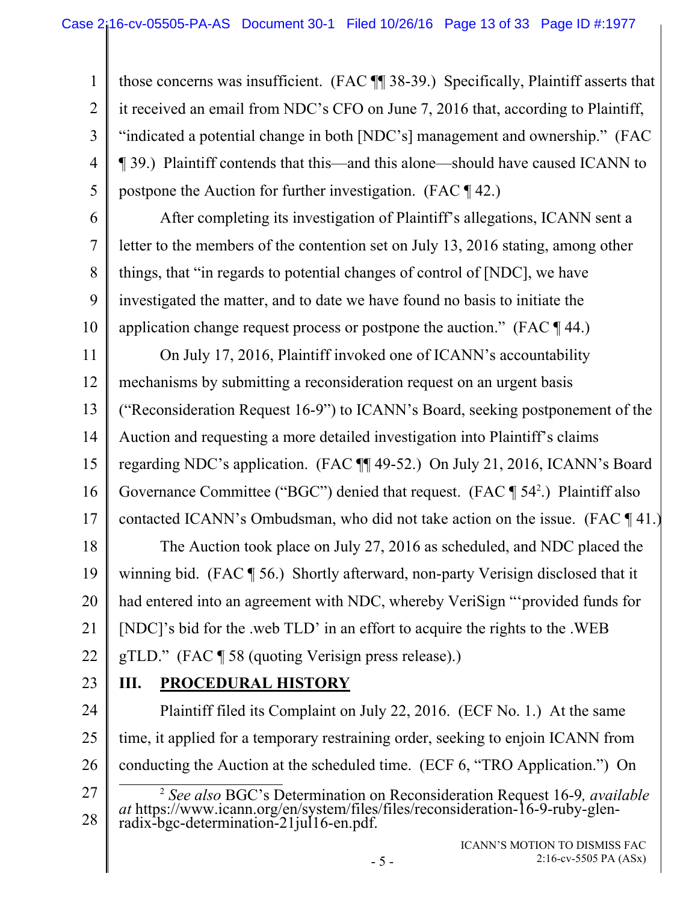those concerns was insufficient. (FAC ¶¶ 38-39.) Specifically, Plaintiff asserts that it received an email from NDC's CFO on June 7, 2016 that, according to Plaintiff, "indicated a potential change in both [NDC's] management and ownership." (FAC ¶ 39.) Plaintiff contends that this—and this alone—should have caused ICANN to postpone the Auction for further investigation. (FAC ¶ 42.)

After completing its investigation of Plaintiff's allegations, ICANN sent a letter to the members of the contention set on July 13, 2016 stating, among other things, that "in regards to potential changes of control of [NDC], we have investigated the matter, and to date we have found no basis to initiate the application change request process or postpone the auction." (FAC ¶ 44.)

On July 17, 2016, Plaintiff invoked one of ICANN's accountability mechanisms by submitting a reconsideration request on an urgent basis ("Reconsideration Request 16-9") to ICANN's Board, seeking postponement of the Auction and requesting a more detailed investigation into Plaintiff's claims regarding NDC's application. (FAC ¶¶ 49-52.) On July 21, 2016, ICANN's Board Governance Committee ("BGC") denied that request. (FAC ¶ 54[2].) Plaintiff also contacted ICANN's Ombudsman, who did not take action on the issue. (FAC ¶ 41.)

The Auction took place on July 27, 2016 as scheduled, and NDC placed the winning bid. (FAC ¶ 56.) Shortly afterward, non-party Verisign disclosed that it had entered into an agreement with NDC, whereby VeriSign "'provided funds for [NDC]'s bid for the .web TLD' in an effort to acquire the rights to the .WEB gTLD." (FAC ¶ 58 (quoting Verisign press release).)

## III. PROCEDURAL HISTORY

Plaintiff filed its Complaint on July 22, 2016. (ECF No. 1.) At the same time, it applied for a temporary restraining order, seeking to enjoin ICANN from conducting the Auction at the scheduled time. (ECF 6, "TRO Application.") On

---

[2] *See also* BGC's Determination on Reconsideration Request 16-9, *available at* https://www.icann.org/en/system/files/files/reconsideration-16-9-ruby-glen-radix-bgc-determination-21jul16-en.pdf.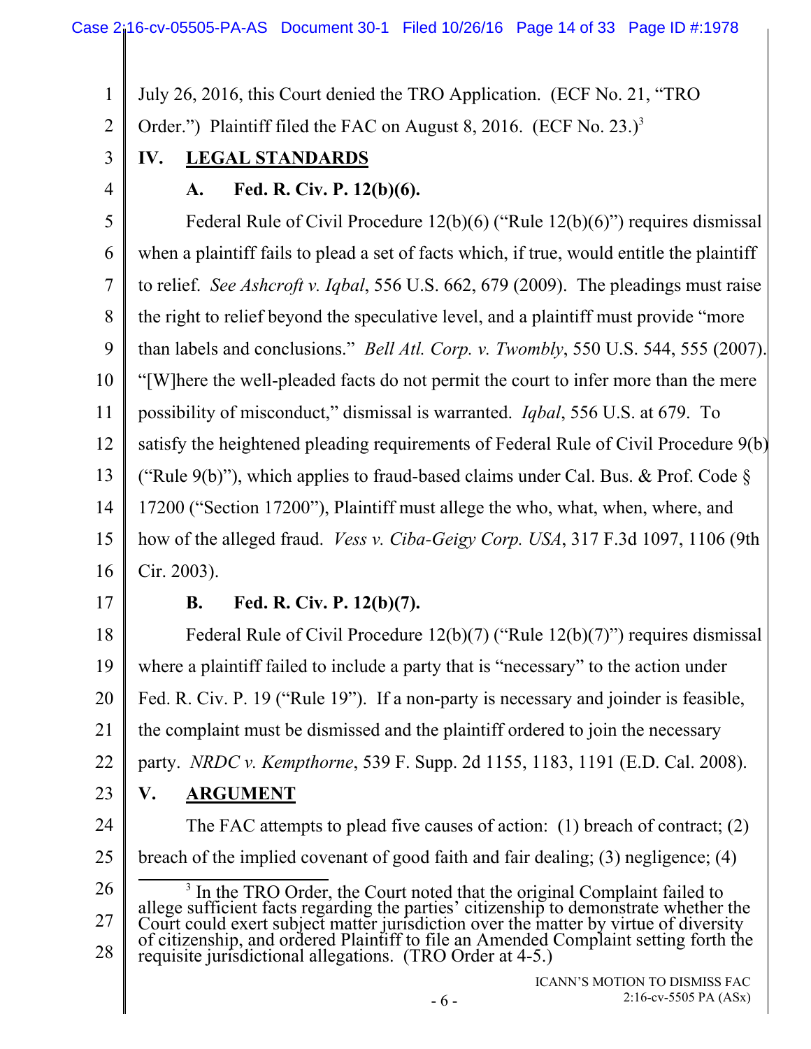July 26, 2016, this Court denied the TRO Application. (ECF No. 21, "TRO Order.") Plaintiff filed the FAC on August 8, 2016. (ECF No. 23.)[3]

## IV. LEGAL STANDARDS

### A. Fed. R. Civ. P. 12(b)(6).

Federal Rule of Civil Procedure 12(b)(6) ("Rule 12(b)(6)") requires dismissal when a plaintiff fails to plead a set of facts which, if true, would entitle the plaintiff to relief. *See Ashcroft v. Iqbal*, 556 U.S. 662, 679 (2009). The pleadings must raise the right to relief beyond the speculative level, and a plaintiff must provide "more than labels and conclusions." *Bell Atl. Corp. v. Twombly*, 550 U.S. 544, 555 (2007). "[W]here the well-pleaded facts do not permit the court to infer more than the mere possibility of misconduct," dismissal is warranted. *Iqbal*, 556 U.S. at 679. To satisfy the heightened pleading requirements of Federal Rule of Civil Procedure 9(b) ("Rule 9(b)"), which applies to fraud-based claims under Cal. Bus. & Prof. Code § 17200 ("Section 17200"), Plaintiff must allege the who, what, when, where, and how of the alleged fraud. *Vess v. Ciba-Geigy Corp. USA*, 317 F.3d 1097, 1106 (9th Cir. 2003).

### B. Fed. R. Civ. P. 12(b)(7).

Federal Rule of Civil Procedure 12(b)(7) ("Rule 12(b)(7)") requires dismissal where a plaintiff failed to include a party that is "necessary" to the action under Fed. R. Civ. P. 19 ("Rule 19"). If a non-party is necessary and joinder is feasible, the complaint must be dismissed and the plaintiff ordered to join the necessary party. *NRDC v. Kempthorne*, 539 F. Supp. 2d 1155, 1183, 1191 (E.D. Cal. 2008).

## V. ARGUMENT

The FAC attempts to plead five causes of action: (1) breach of contract; (2) breach of the implied covenant of good faith and fair dealing; (3) negligence; (4)

---

[3] In the TRO Order, the Court noted that the original Complaint failed to allege sufficient facts regarding the parties' citizenship to demonstrate whether the Court could exert subject matter jurisdiction over the matter by virtue of diversity of citizenship, and ordered Plaintiff to file an Amended Complaint setting forth the requisite jurisdictional allegations. (TRO Order at 4-5.)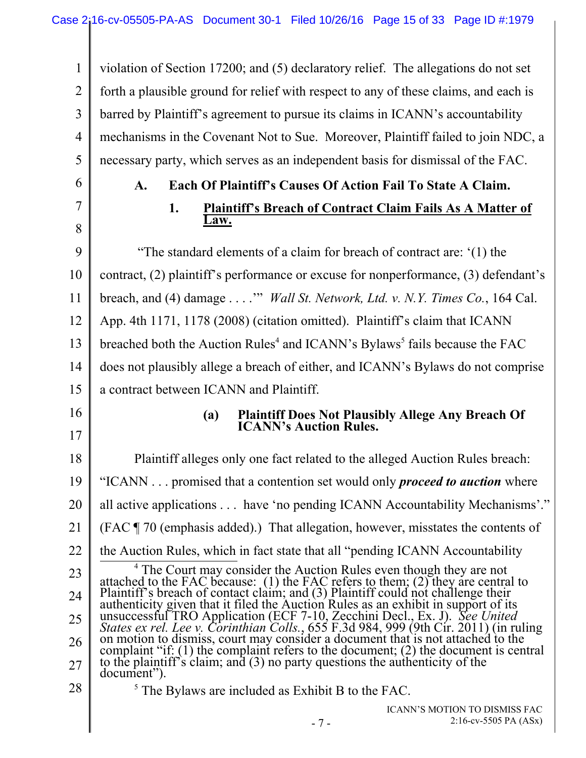violation of Section 17200; and (5) declaratory relief. The allegations do not set forth a plausible ground for relief with respect to any of these claims, and each is barred by Plaintiff's agreement to pursue its claims in ICANN's accountability mechanisms in the Covenant Not to Sue. Moreover, Plaintiff failed to join NDC, a necessary party, which serves as an independent basis for dismissal of the FAC.

### A. Each Of Plaintiff's Causes Of Action Fail To State A Claim.

#### 1. Plaintiff's Breach of Contract Claim Fails As A Matter of Law.

"The standard elements of a claim for breach of contract are: '(1) the contract, (2) plaintiff's performance or excuse for nonperformance, (3) defendant's breach, and (4) damage . . . .'" *Wall St. Network, Ltd. v. N.Y. Times Co.*, 164 Cal. App. 4th 1171, 1178 (2008) (citation omitted). Plaintiff's claim that ICANN breached both the Auction Rules[4] and ICANN's Bylaws[5] fails because the FAC does not plausibly allege a breach of either, and ICANN's Bylaws do not comprise a contract between ICANN and Plaintiff.

##### (a) Plaintiff Does Not Plausibly Allege Any Breach Of ICANN's Auction Rules.

Plaintiff alleges only one fact related to the alleged Auction Rules breach: "ICANN . . . promised that a contention set would only ***proceed to auction*** where all active applications . . . have 'no pending ICANN Accountability Mechanisms'." (FAC ¶ 70 (emphasis added).) That allegation, however, misstates the contents of the Auction Rules, which in fact state that all "pending ICANN Accountability

---

[4] The Court may consider the Auction Rules even though they are not attached to the FAC because: (1) the FAC refers to them; (2) they are central to Plaintiff's breach of contact claim; and (3) Plaintiff could not challenge their authenticity given that it filed the Auction Rules as an exhibit in support of its unsuccessful TRO Application (ECF 7-10, Zecchini Decl., Ex. J). *See United States ex rel. Lee v. Corinthian Colls.*, 655 F.3d 984, 999 (9th Cir. 2011) (in ruling on motion to dismiss, court may consider a document that is not attached to the complaint "if: (1) the complaint refers to the document; (2) the document is central to the plaintiff's claim; and (3) no party questions the authenticity of the document").

[5] The Bylaws are included as Exhibit B to the FAC.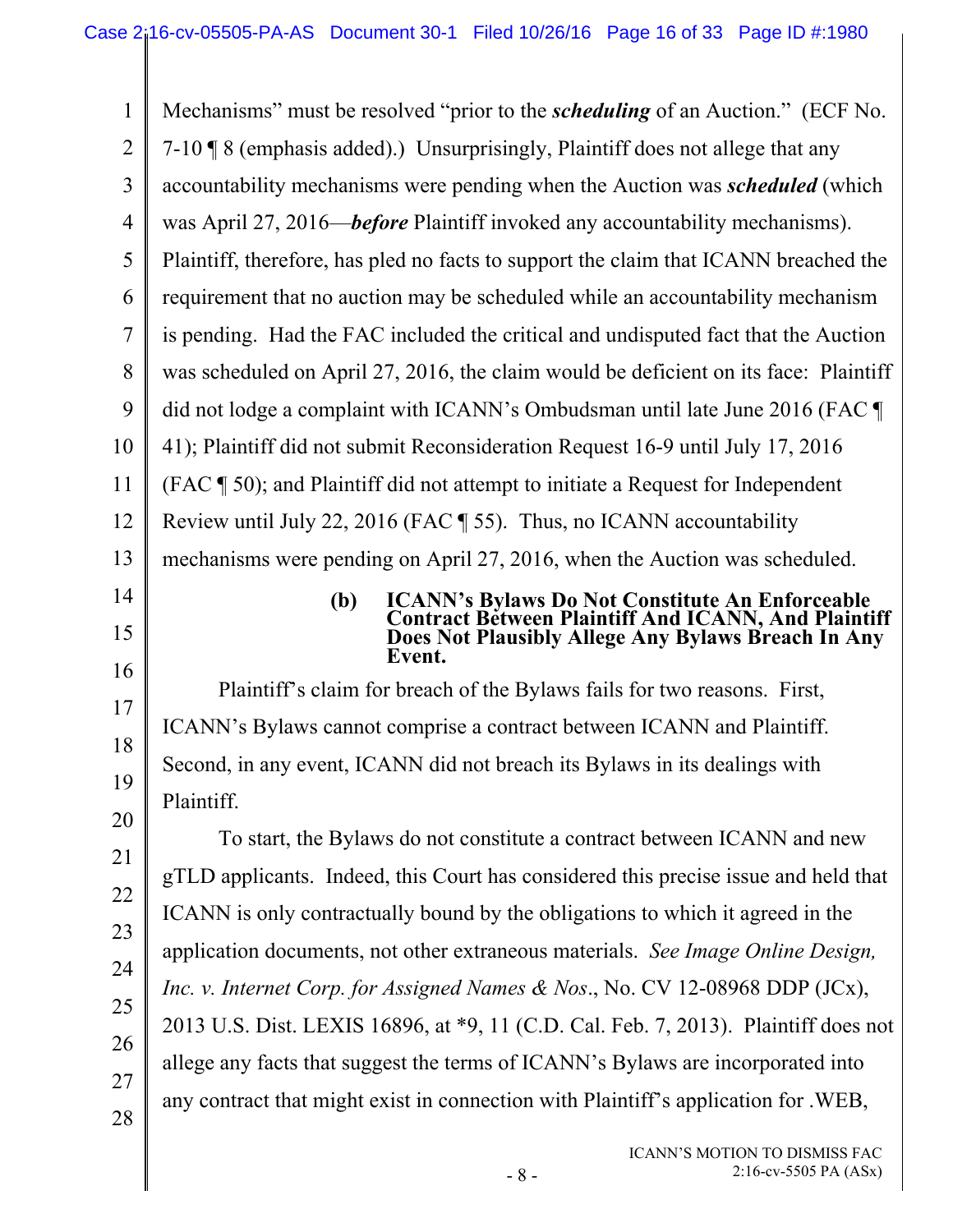Mechanisms" must be resolved "prior to the ***scheduling*** of an Auction." (ECF No. 7-10 ¶ 8 (emphasis added).) Unsurprisingly, Plaintiff does not allege that any accountability mechanisms were pending when the Auction was ***scheduled*** (which was April 27, 2016—***before*** Plaintiff invoked any accountability mechanisms). Plaintiff, therefore, has pled no facts to support the claim that ICANN breached the requirement that no auction may be scheduled while an accountability mechanism is pending. Had the FAC included the critical and undisputed fact that the Auction was scheduled on April 27, 2016, the claim would be deficient on its face: Plaintiff did not lodge a complaint with ICANN's Ombudsman until late June 2016 (FAC ¶ 41); Plaintiff did not submit Reconsideration Request 16-9 until July 17, 2016 (FAC ¶ 50); and Plaintiff did not attempt to initiate a Request for Independent Review until July 22, 2016 (FAC ¶ 55). Thus, no ICANN accountability mechanisms were pending on April 27, 2016, when the Auction was scheduled.

**(b) ICANN's Bylaws Do Not Constitute An Enforceable Contract Between Plaintiff And ICANN, And Plaintiff Does Not Plausibly Allege Any Bylaws Breach In Any Event.**

Plaintiff's claim for breach of the Bylaws fails for two reasons. First, ICANN's Bylaws cannot comprise a contract between ICANN and Plaintiff. Second, in any event, ICANN did not breach its Bylaws in its dealings with Plaintiff.

To start, the Bylaws do not constitute a contract between ICANN and new gTLD applicants. Indeed, this Court has considered this precise issue and held that ICANN is only contractually bound by the obligations to which it agreed in the application documents, not other extraneous materials. *See Image Online Design, Inc. v. Internet Corp. for Assigned Names & Nos.*, No. CV 12-08968 DDP (JCx), 2013 U.S. Dist. LEXIS 16896, at *9, 11 (C.D. Cal. Feb. 7, 2013). Plaintiff does not allege any facts that suggest the terms of ICANN's Bylaws are incorporated into any contract that might exist in connection with Plaintiff's application for .WEB,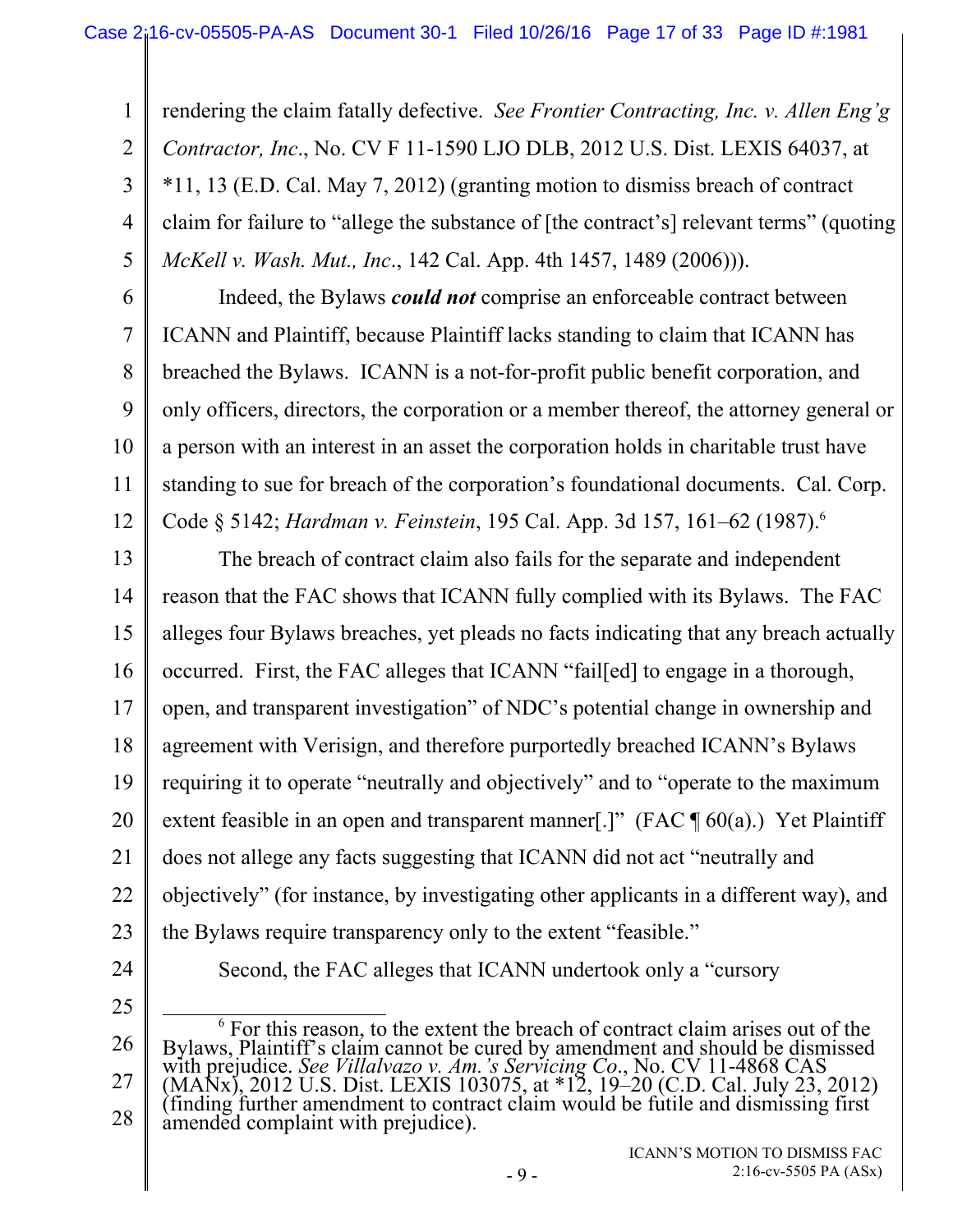rendering the claim fatally defective. *See Frontier Contracting, Inc. v. Allen Eng'g Contractor, Inc.*, No. CV F 11-1590 LJO DLB, 2012 U.S. Dist. LEXIS 64037, at *11, 13 (E.D. Cal. May 7, 2012) (granting motion to dismiss breach of contract claim for failure to "allege the substance of [the contract's] relevant terms" (quoting *McKell v. Wash. Mut., Inc.*, 142 Cal. App. 4th 1457, 1489 (2006))).

Indeed, the Bylaws ***could not*** comprise an enforceable contract between ICANN and Plaintiff, because Plaintiff lacks standing to claim that ICANN has breached the Bylaws. ICANN is a not-for-profit public benefit corporation, and only officers, directors, the corporation or a member thereof, the attorney general or a person with an interest in an asset the corporation holds in charitable trust have standing to sue for breach of the corporation's foundational documents. Cal. Corp. Code § 5142; *Hardman v. Feinstein*, 195 Cal. App. 3d 157, 161–62 (1987).[6]

The breach of contract claim also fails for the separate and independent reason that the FAC shows that ICANN fully complied with its Bylaws. The FAC alleges four Bylaws breaches, yet pleads no facts indicating that any breach actually occurred. First, the FAC alleges that ICANN "fail[ed] to engage in a thorough, open, and transparent investigation" of NDC's potential change in ownership and agreement with Verisign, and therefore purportedly breached ICANN's Bylaws requiring it to operate "neutrally and objectively" and to "operate to the maximum extent feasible in an open and transparent manner[.]" (FAC ¶ 60(a).) Yet Plaintiff does not allege any facts suggesting that ICANN did not act "neutrally and objectively" (for instance, by investigating other applicants in a different way), and the Bylaws require transparency only to the extent "feasible."

Second, the FAC alleges that ICANN undertook only a "cursory

---

[6] For this reason, to the extent the breach of contract claim arises out of the Bylaws, Plaintiff's claim cannot be cured by amendment and should be dismissed with prejudice. *See Villalvazo v. Am.'s Servicing Co.*, No. CV 11-4868 CAS (MANx), 2012 U.S. Dist. LEXIS 103075, at *12, 19–20 (C.D. Cal. July 23, 2012) (finding further amendment to contract claim would be futile and dismissing first amended complaint with prejudice).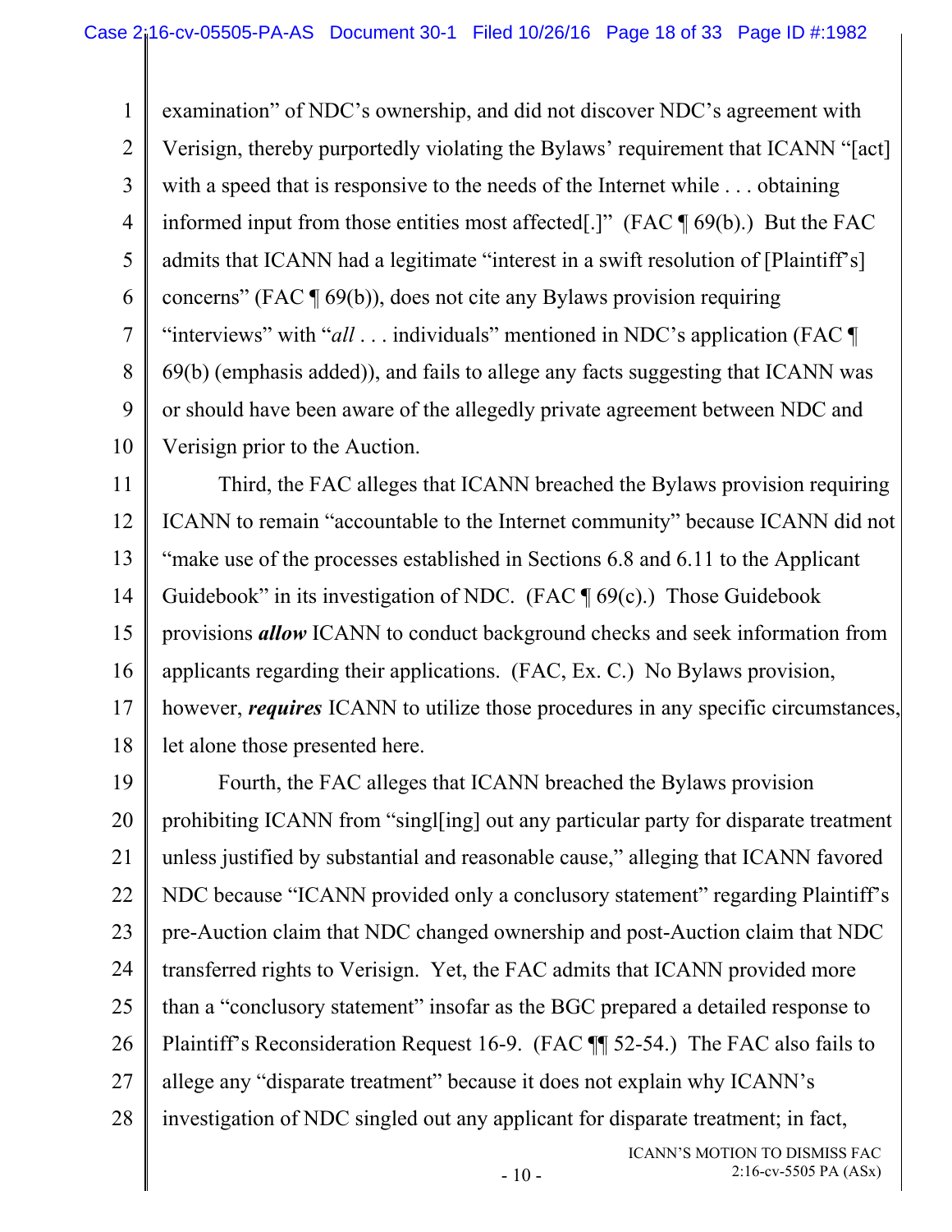examination" of NDC's ownership, and did not discover NDC's agreement with Verisign, thereby purportedly violating the Bylaws' requirement that ICANN "[act] with a speed that is responsive to the needs of the Internet while . . . obtaining informed input from those entities most affected[.]" (FAC ¶ 69(b).) But the FAC admits that ICANN had a legitimate "interest in a swift resolution of [Plaintiff's] concerns" (FAC ¶ 69(b)), does not cite any Bylaws provision requiring "interviews" with "*all* . . . individuals" mentioned in NDC's application (FAC ¶ 69(b) (emphasis added)), and fails to allege any facts suggesting that ICANN was or should have been aware of the allegedly private agreement between NDC and Verisign prior to the Auction.

Third, the FAC alleges that ICANN breached the Bylaws provision requiring ICANN to remain "accountable to the Internet community" because ICANN did not "make use of the processes established in Sections 6.8 and 6.11 to the Applicant Guidebook" in its investigation of NDC. (FAC ¶ 69(c).) Those Guidebook provisions ***allow*** ICANN to conduct background checks and seek information from applicants regarding their applications. (FAC, Ex. C.) No Bylaws provision, however, ***requires*** ICANN to utilize those procedures in any specific circumstances, let alone those presented here.

Fourth, the FAC alleges that ICANN breached the Bylaws provision prohibiting ICANN from "singl[ing] out any particular party for disparate treatment unless justified by substantial and reasonable cause," alleging that ICANN favored NDC because "ICANN provided only a conclusory statement" regarding Plaintiff's pre-Auction claim that NDC changed ownership and post-Auction claim that NDC transferred rights to Verisign. Yet, the FAC admits that ICANN provided more than a "conclusory statement" insofar as the BGC prepared a detailed response to Plaintiff's Reconsideration Request 16-9. (FAC ¶¶ 52-54.) The FAC also fails to allege any "disparate treatment" because it does not explain why ICANN's investigation of NDC singled out any applicant for disparate treatment; in fact,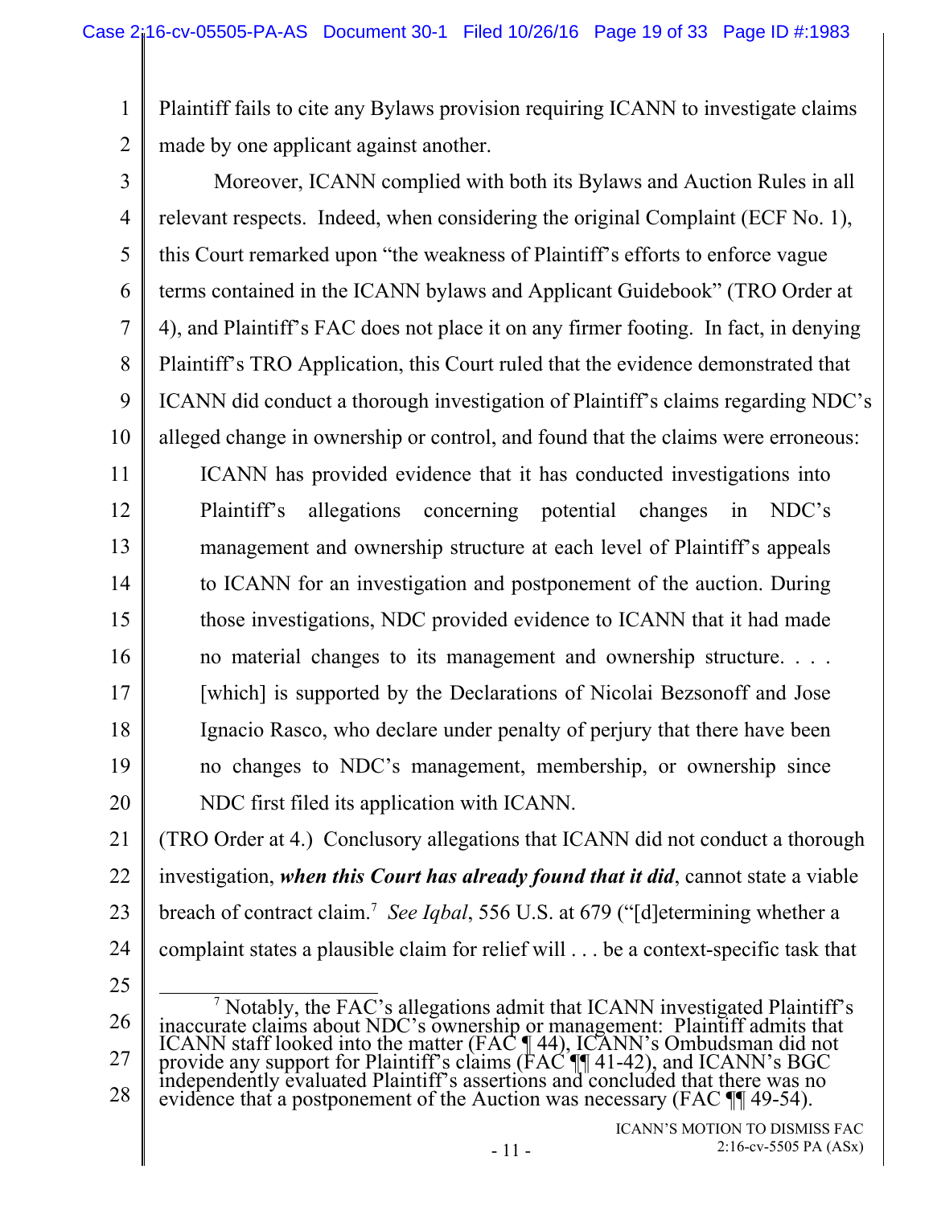Plaintiff fails to cite any Bylaws provision requiring ICANN to investigate claims made by one applicant against another.

Moreover, ICANN complied with both its Bylaws and Auction Rules in all relevant respects. Indeed, when considering the original Complaint (ECF No. 1), this Court remarked upon "the weakness of Plaintiff's efforts to enforce vague terms contained in the ICANN bylaws and Applicant Guidebook" (TRO Order at 4), and Plaintiff's FAC does not place it on any firmer footing. In fact, in denying Plaintiff's TRO Application, this Court ruled that the evidence demonstrated that ICANN did conduct a thorough investigation of Plaintiff's claims regarding NDC's alleged change in ownership or control, and found that the claims were erroneous:

> ICANN has provided evidence that it has conducted investigations into Plaintiff's allegations concerning potential changes in NDC's management and ownership structure at each level of Plaintiff's appeals to ICANN for an investigation and postponement of the auction. During those investigations, NDC provided evidence to ICANN that it had made no material changes to its management and ownership structure. . . . [which] is supported by the Declarations of Nicolai Bezsonoff and Jose Ignacio Rasco, who declare under penalty of perjury that there have been no changes to NDC's management, membership, or ownership since NDC first filed its application with ICANN.

(TRO Order at 4.) Conclusory allegations that ICANN did not conduct a thorough investigation, ***when this Court has already found that it did***, cannot state a viable breach of contract claim.[7] *See Iqbal*, 556 U.S. at 679 ("[d]etermining whether a complaint states a plausible claim for relief will . . . be a context-specific task that

---

[7] Notably, the FAC's allegations admit that ICANN investigated Plaintiff's inaccurate claims about NDC's ownership or management: Plaintiff admits that ICANN staff looked into the matter (FAC ¶ 44), ICANN's Ombudsman did not provide any support for Plaintiff's claims (FAC ¶¶ 41-42), and ICANN's BGC independently evaluated Plaintiff's assertions and concluded that there was no evidence that a postponement of the Auction was necessary (FAC ¶¶ 49-54).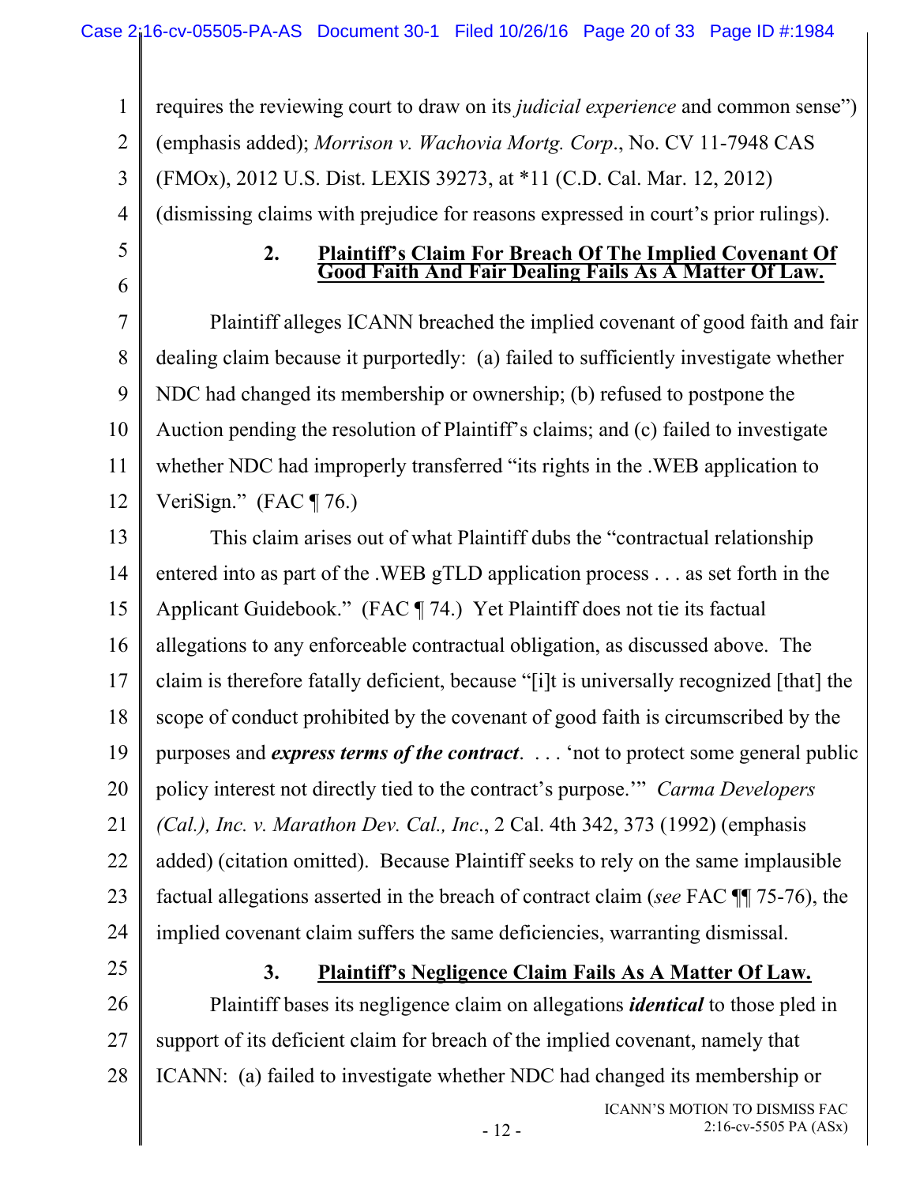requires the reviewing court to draw on its *judicial experience* and common sense") (emphasis added); *Morrison v. Wachovia Mortg. Corp.*, No. CV 11-7948 CAS (FMOx), 2012 U.S. Dist. LEXIS 39273, at *11 (C.D. Cal. Mar. 12, 2012) (dismissing claims with prejudice for reasons expressed in court's prior rulings).

### 2. Plaintiff's Claim For Breach Of The Implied Covenant Of Good Faith And Fair Dealing Fails As A Matter Of Law.

Plaintiff alleges ICANN breached the implied covenant of good faith and fair dealing claim because it purportedly: (a) failed to sufficiently investigate whether NDC had changed its membership or ownership; (b) refused to postpone the Auction pending the resolution of Plaintiff's claims; and (c) failed to investigate whether NDC had improperly transferred "its rights in the .WEB application to VeriSign." (FAC ¶ 76.)

This claim arises out of what Plaintiff dubs the "contractual relationship entered into as part of the .WEB gTLD application process . . . as set forth in the Applicant Guidebook." (FAC ¶ 74.) Yet Plaintiff does not tie its factual allegations to any enforceable contractual obligation, as discussed above. The claim is therefore fatally deficient, because "[i]t is universally recognized [that] the scope of conduct prohibited by the covenant of good faith is circumscribed by the purposes and ***express terms of the contract***. . . . 'not to protect some general public policy interest not directly tied to the contract's purpose.'" *Carma Developers (Cal.), Inc. v. Marathon Dev. Cal., Inc.*, 2 Cal. 4th 342, 373 (1992) (emphasis added) (citation omitted). Because Plaintiff seeks to rely on the same implausible factual allegations asserted in the breach of contract claim (*see* FAC ¶¶ 75-76), the implied covenant claim suffers the same deficiencies, warranting dismissal.

### 3. Plaintiff's Negligence Claim Fails As A Matter Of Law.

Plaintiff bases its negligence claim on allegations ***identical*** to those pled in support of its deficient claim for breach of the implied covenant, namely that ICANN: (a) failed to investigate whether NDC had changed its membership or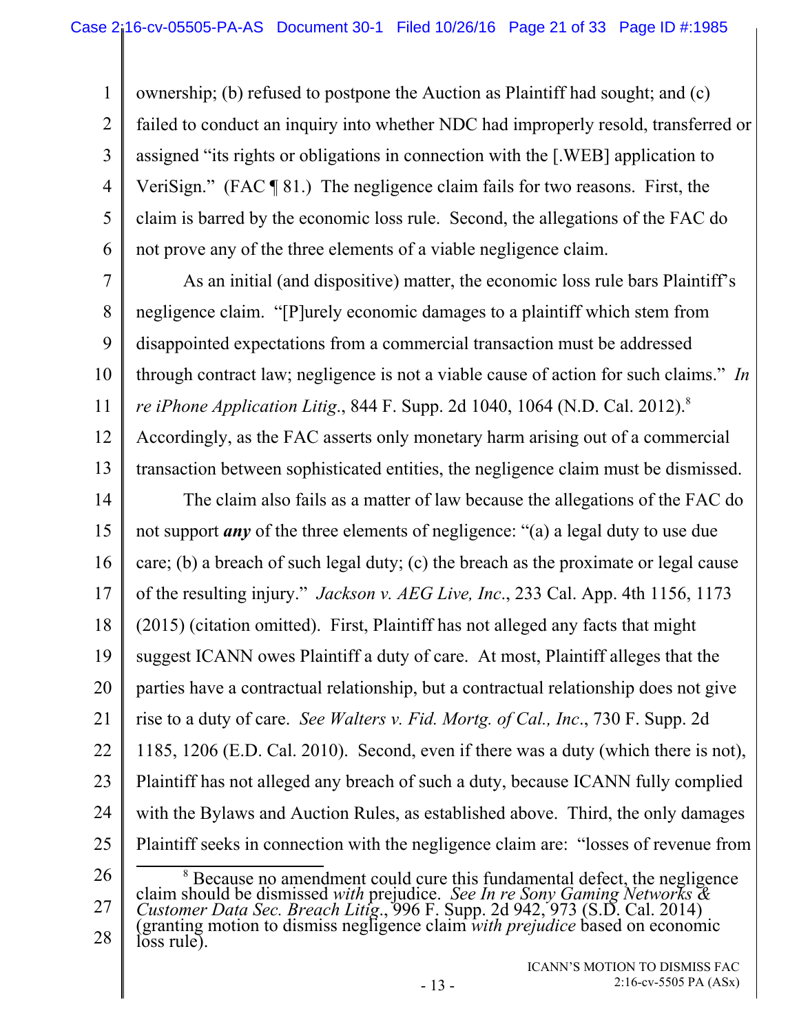ownership; (b) refused to postpone the Auction as Plaintiff had sought; and (c) failed to conduct an inquiry into whether NDC had improperly resold, transferred or assigned "its rights or obligations in connection with the [.WEB] application to VeriSign." (FAC ¶ 81.) The negligence claim fails for two reasons. First, the claim is barred by the economic loss rule. Second, the allegations of the FAC do not prove any of the three elements of a viable negligence claim.

As an initial (and dispositive) matter, the economic loss rule bars Plaintiff's negligence claim. "[P]urely economic damages to a plaintiff which stem from disappointed expectations from a commercial transaction must be addressed through contract law; negligence is not a viable cause of action for such claims." *In re iPhone Application Litig*., 844 F. Supp. 2d 1040, 1064 (N.D. Cal. 2012).[8] Accordingly, as the FAC asserts only monetary harm arising out of a commercial transaction between sophisticated entities, the negligence claim must be dismissed.

The claim also fails as a matter of law because the allegations of the FAC do not support ***any*** of the three elements of negligence: "(a) a legal duty to use due care; (b) a breach of such legal duty; (c) the breach as the proximate or legal cause of the resulting injury." *Jackson v. AEG Live, Inc*., 233 Cal. App. 4th 1156, 1173 (2015) (citation omitted). First, Plaintiff has not alleged any facts that might suggest ICANN owes Plaintiff a duty of care. At most, Plaintiff alleges that the parties have a contractual relationship, but a contractual relationship does not give rise to a duty of care. *See Walters v. Fid. Mortg. of Cal., Inc*., 730 F. Supp. 2d 1185, 1206 (E.D. Cal. 2010). Second, even if there was a duty (which there is not), Plaintiff has not alleged any breach of such a duty, because ICANN fully complied with the Bylaws and Auction Rules, as established above. Third, the only damages Plaintiff seeks in connection with the negligence claim are: "losses of revenue from

---

[8] Because no amendment could cure this fundamental defect, the negligence claim should be dismissed *with* prejudice. *See In re Sony Gaming Networks & Customer Data Sec. Breach Litig*., 996 F. Supp. 2d 942, 973 (S.D. Cal. 2014) (granting motion to dismiss negligence claim *with prejudice* based on economic loss rule).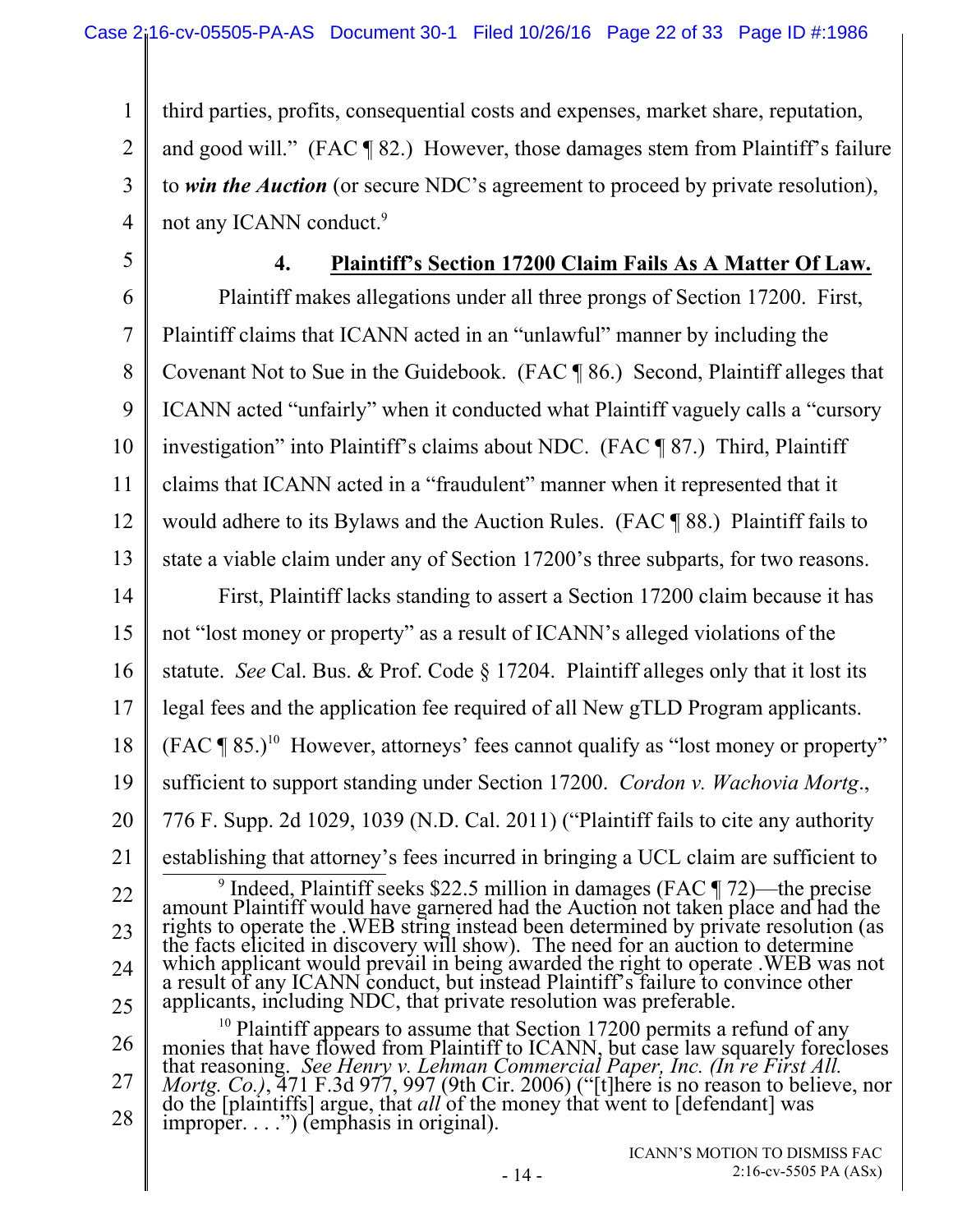third parties, profits, consequential costs and expenses, market share, reputation, and good will." (FAC ¶ 82.) However, those damages stem from Plaintiff's failure to ***win the Auction*** (or secure NDC's agreement to proceed by private resolution), not any ICANN conduct.[9]

#### 4. Plaintiff's Section 17200 Claim Fails As A Matter Of Law.

Plaintiff makes allegations under all three prongs of Section 17200. First, Plaintiff claims that ICANN acted in an "unlawful" manner by including the Covenant Not to Sue in the Guidebook. (FAC ¶ 86.) Second, Plaintiff alleges that ICANN acted "unfairly" when it conducted what Plaintiff vaguely calls a "cursory investigation" into Plaintiff's claims about NDC. (FAC ¶ 87.) Third, Plaintiff claims that ICANN acted in a "fraudulent" manner when it represented that it would adhere to its Bylaws and the Auction Rules. (FAC ¶ 88.) Plaintiff fails to state a viable claim under any of Section 17200's three subparts, for two reasons.

First, Plaintiff lacks standing to assert a Section 17200 claim because it has not "lost money or property" as a result of ICANN's alleged violations of the statute. *See* Cal. Bus. & Prof. Code § 17204. Plaintiff alleges only that it lost its legal fees and the application fee required of all New gTLD Program applicants. (FAC ¶ 85.)[10] However, attorneys' fees cannot qualify as "lost money or property" sufficient to support standing under Section 17200. *Cordon v. Wachovia Mortg*., 776 F. Supp. 2d 1029, 1039 (N.D. Cal. 2011) ("Plaintiff fails to cite any authority establishing that attorney's fees incurred in bringing a UCL claim are sufficient to

---

[9] Indeed, Plaintiff seeks $22.5 million in damages (FAC ¶ 72)—the precise amount Plaintiff would have garnered had the Auction not taken place and had the rights to operate the .WEB string instead been determined by private resolution (as the facts elicited in discovery will show). The need for an auction to determine which applicant would prevail in being awarded the right to operate .WEB was not a result of any ICANN conduct, but instead Plaintiff's failure to convince other applicants, including NDC, that private resolution was preferable.

[10] Plaintiff appears to assume that Section 17200 permits a refund of any monies that have flowed from Plaintiff to ICANN, but case law squarely forecloses that reasoning. *See Henry v. Lehman Commercial Paper, Inc. (In re First All. Mortg. Co.)*, 471 F.3d 977, 997 (9th Cir. 2006) ("[t]here is no reason to believe, nor do the [plaintiffs] argue, that *all* of the money that went to [defendant] was improper. . . .") (emphasis in original).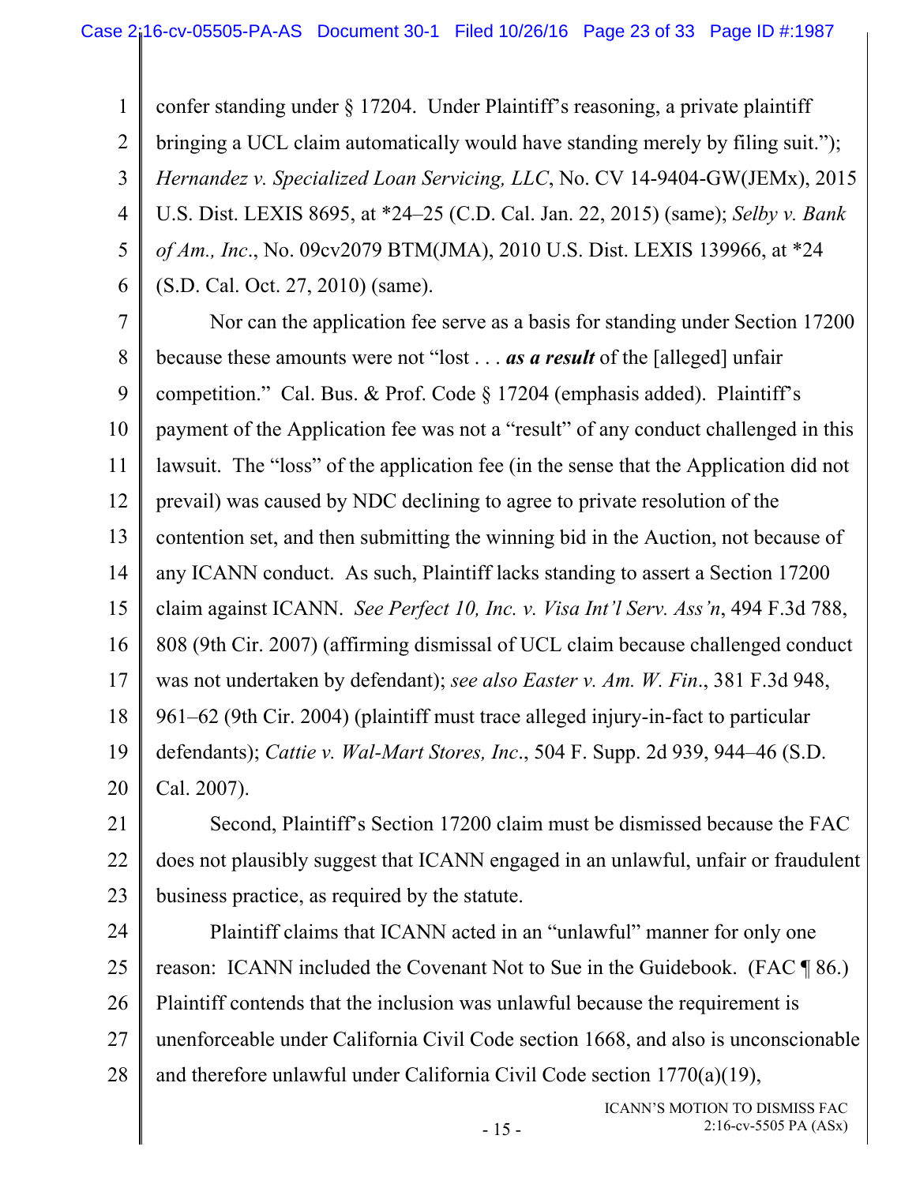confer standing under § 17204. Under Plaintiff's reasoning, a private plaintiff bringing a UCL claim automatically would have standing merely by filing suit."); *Hernandez v. Specialized Loan Servicing, LLC*, No. CV 14-9404-GW(JEMx), 2015 U.S. Dist. LEXIS 8695, at *24–25 (C.D. Cal. Jan. 22, 2015) (same); *Selby v. Bank of Am., Inc*., No. 09cv2079 BTM(JMA), 2010 U.S. Dist. LEXIS 139966, at *24 (S.D. Cal. Oct. 27, 2010) (same).

Nor can the application fee serve as a basis for standing under Section 17200 because these amounts were not "lost . . . ***as a result*** of the [alleged] unfair competition." Cal. Bus. & Prof. Code § 17204 (emphasis added). Plaintiff's payment of the Application fee was not a "result" of any conduct challenged in this lawsuit. The "loss" of the application fee (in the sense that the Application did not prevail) was caused by NDC declining to agree to private resolution of the contention set, and then submitting the winning bid in the Auction, not because of any ICANN conduct. As such, Plaintiff lacks standing to assert a Section 17200 claim against ICANN. *See Perfect 10, Inc. v. Visa Int'l Serv. Ass'n*, 494 F.3d 788, 808 (9th Cir. 2007) (affirming dismissal of UCL claim because challenged conduct was not undertaken by defendant); *see also Easter v. Am. W. Fin*., 381 F.3d 948, 961–62 (9th Cir. 2004) (plaintiff must trace alleged injury-in-fact to particular defendants); *Cattie v. Wal-Mart Stores, Inc*., 504 F. Supp. 2d 939, 944–46 (S.D. Cal. 2007).

Second, Plaintiff's Section 17200 claim must be dismissed because the FAC does not plausibly suggest that ICANN engaged in an unlawful, unfair or fraudulent business practice, as required by the statute.

Plaintiff claims that ICANN acted in an "unlawful" manner for only one reason: ICANN included the Covenant Not to Sue in the Guidebook. (FAC ¶ 86.) Plaintiff contends that the inclusion was unlawful because the requirement is unenforceable under California Civil Code section 1668, and also is unconscionable and therefore unlawful under California Civil Code section 1770(a)(19),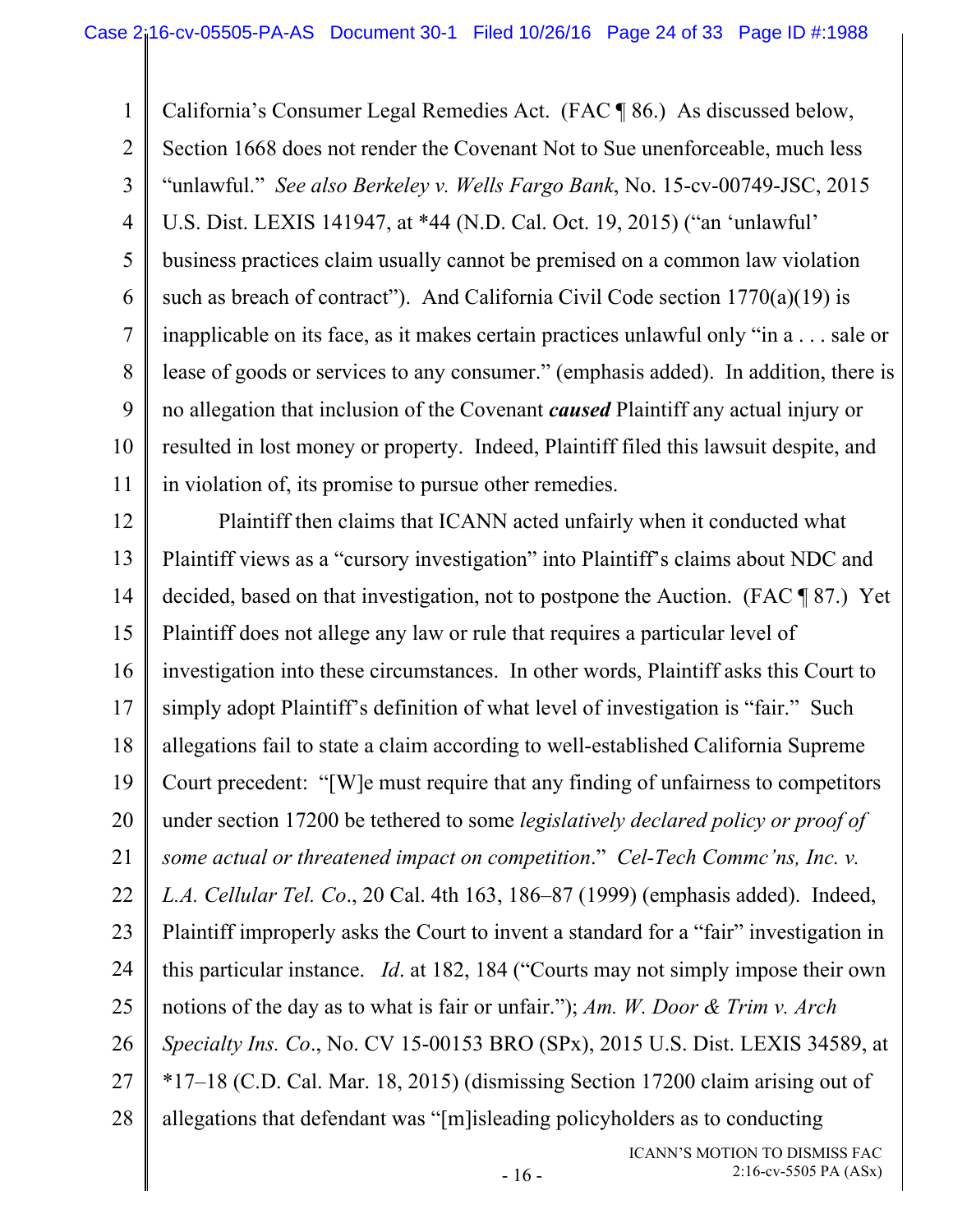California's Consumer Legal Remedies Act. (FAC ¶ 86.) As discussed below, Section 1668 does not render the Covenant Not to Sue unenforceable, much less "unlawful." *See also Berkeley v. Wells Fargo Bank*, No. 15-cv-00749-JSC, 2015 U.S. Dist. LEXIS 141947, at *44 (N.D. Cal. Oct. 19, 2015) ("an 'unlawful' business practices claim usually cannot be premised on a common law violation such as breach of contract"). And California Civil Code section 1770(a)(19) is inapplicable on its face, as it makes certain practices unlawful only "in a . . . sale or lease of goods or services to any consumer." (emphasis added). In addition, there is no allegation that inclusion of the Covenant ***caused*** Plaintiff any actual injury or resulted in lost money or property. Indeed, Plaintiff filed this lawsuit despite, and in violation of, its promise to pursue other remedies.

Plaintiff then claims that ICANN acted unfairly when it conducted what Plaintiff views as a "cursory investigation" into Plaintiff's claims about NDC and decided, based on that investigation, not to postpone the Auction. (FAC ¶ 87.) Yet Plaintiff does not allege any law or rule that requires a particular level of investigation into these circumstances. In other words, Plaintiff asks this Court to simply adopt Plaintiff's definition of what level of investigation is "fair." Such allegations fail to state a claim according to well-established California Supreme Court precedent: "[W]e must require that any finding of unfairness to competitors under section 17200 be tethered to some *legislatively declared policy or proof of some actual or threatened impact on competition*." *Cel-Tech Commc'ns, Inc. v. L.A. Cellular Tel. Co*., 20 Cal. 4th 163, 186–87 (1999) (emphasis added). Indeed, Plaintiff improperly asks the Court to invent a standard for a "fair" investigation in this particular instance. *Id*. at 182, 184 ("Courts may not simply impose their own notions of the day as to what is fair or unfair."); *Am. W. Door & Trim v. Arch Specialty Ins. Co*., No. CV 15-00153 BRO (SPx), 2015 U.S. Dist. LEXIS 34589, at *17–18 (C.D. Cal. Mar. 18, 2015) (dismissing Section 17200 claim arising out of allegations that defendant was "[m]isleading policyholders as to conducting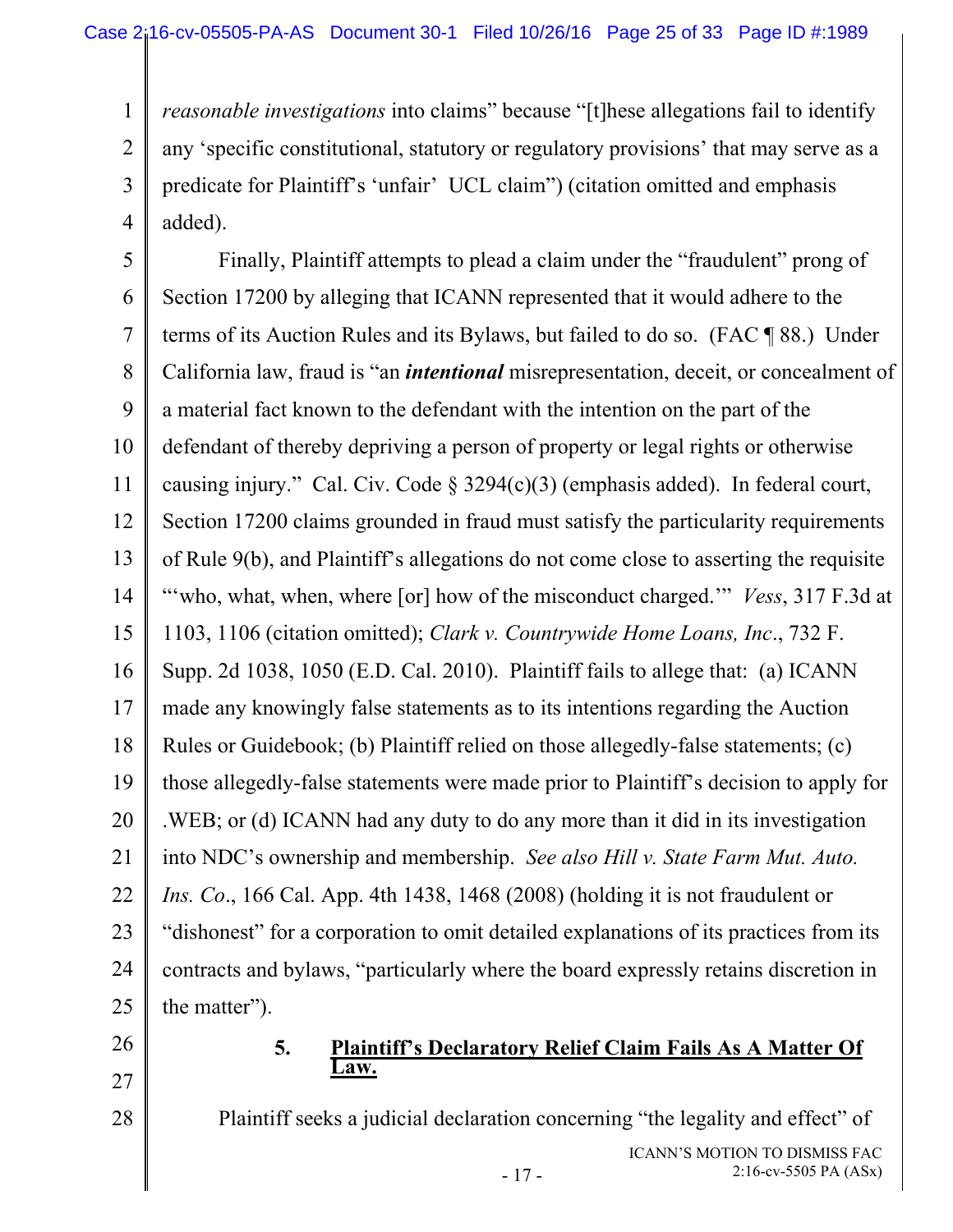*reasonable investigations* into claims" because "[t]hese allegations fail to identify any 'specific constitutional, statutory or regulatory provisions' that may serve as a predicate for Plaintiff's 'unfair' UCL claim") (citation omitted and emphasis added).

Finally, Plaintiff attempts to plead a claim under the "fraudulent" prong of Section 17200 by alleging that ICANN represented that it would adhere to the terms of its Auction Rules and its Bylaws, but failed to do so. (FAC ¶ 88.) Under California law, fraud is "an ***intentional*** misrepresentation, deceit, or concealment of a material fact known to the defendant with the intention on the part of the defendant of thereby depriving a person of property or legal rights or otherwise causing injury." Cal. Civ. Code § 3294(c)(3) (emphasis added). In federal court, Section 17200 claims grounded in fraud must satisfy the particularity requirements of Rule 9(b), and Plaintiff's allegations do not come close to asserting the requisite "'who, what, when, where [or] how of the misconduct charged.'" *Vess*, 317 F.3d at 1103, 1106 (citation omitted); *Clark v. Countrywide Home Loans, Inc*., 732 F. Supp. 2d 1038, 1050 (E.D. Cal. 2010). Plaintiff fails to allege that: (a) ICANN made any knowingly false statements as to its intentions regarding the Auction Rules or Guidebook; (b) Plaintiff relied on those allegedly-false statements; (c) those allegedly-false statements were made prior to Plaintiff's decision to apply for .WEB; or (d) ICANN had any duty to do any more than it did in its investigation into NDC's ownership and membership. *See also Hill v. State Farm Mut. Auto. Ins. Co*., 166 Cal. App. 4th 1438, 1468 (2008) (holding it is not fraudulent or "dishonest" for a corporation to omit detailed explanations of its practices from its contracts and bylaws, "particularly where the board expressly retains discretion in the matter").

### 5. <u>Plaintiff's Declaratory Relief Claim Fails As A Matter Of Law.</u>

Plaintiff seeks a judicial declaration concerning "the legality and effect" of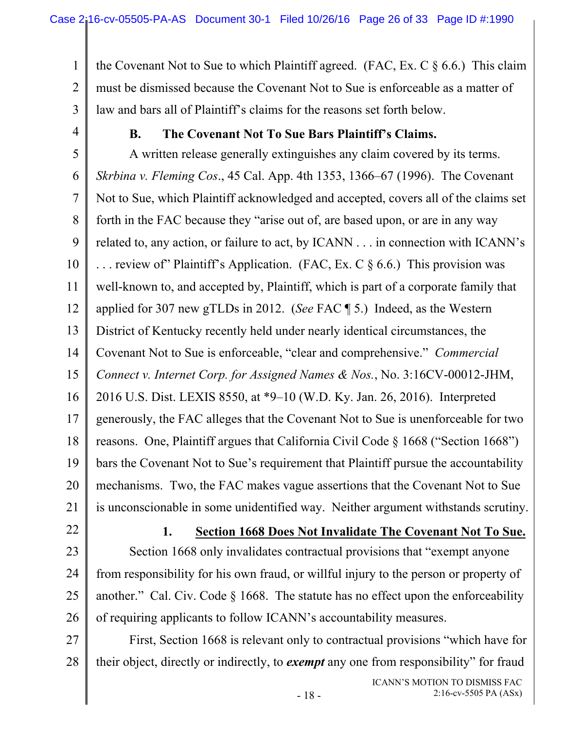the Covenant Not to Sue to which Plaintiff agreed. (FAC, Ex. C § 6.6.) This claim must be dismissed because the Covenant Not to Sue is enforceable as a matter of law and bars all of Plaintiff's claims for the reasons set forth below.

### B. The Covenant Not To Sue Bars Plaintiff's Claims.

A written release generally extinguishes any claim covered by its terms. *Skrbina v. Fleming Cos*., 45 Cal. App. 4th 1353, 1366–67 (1996). The Covenant Not to Sue, which Plaintiff acknowledged and accepted, covers all of the claims set forth in the FAC because they "arise out of, are based upon, or are in any way related to, any action, or failure to act, by ICANN . . . in connection with ICANN's . . . review of" Plaintiff's Application. (FAC, Ex. C § 6.6.) This provision was well-known to, and accepted by, Plaintiff, which is part of a corporate family that applied for 307 new gTLDs in 2012. (*See* FAC ¶ 5.) Indeed, as the Western District of Kentucky recently held under nearly identical circumstances, the Covenant Not to Sue is enforceable, "clear and comprehensive." *Commercial Connect v. Internet Corp. for Assigned Names & Nos.*, No. 3:16CV-00012-JHM, 2016 U.S. Dist. LEXIS 8550, at *9–10 (W.D. Ky. Jan. 26, 2016). Interpreted generously, the FAC alleges that the Covenant Not to Sue is unenforceable for two reasons. One, Plaintiff argues that California Civil Code § 1668 ("Section 1668") bars the Covenant Not to Sue's requirement that Plaintiff pursue the accountability mechanisms. Two, the FAC makes vague assertions that the Covenant Not to Sue is unconscionable in some unidentified way. Neither argument withstands scrutiny.

#### 1. <u>Section 1668 Does Not Invalidate The Covenant Not To Sue.</u>

Section 1668 only invalidates contractual provisions that "exempt anyone from responsibility for his own fraud, or willful injury to the person or property of another." Cal. Civ. Code § 1668. The statute has no effect upon the enforceability of requiring applicants to follow ICANN's accountability measures.

First, Section 1668 is relevant only to contractual provisions "which have for their object, directly or indirectly, to ***exempt*** any one from responsibility" for fraud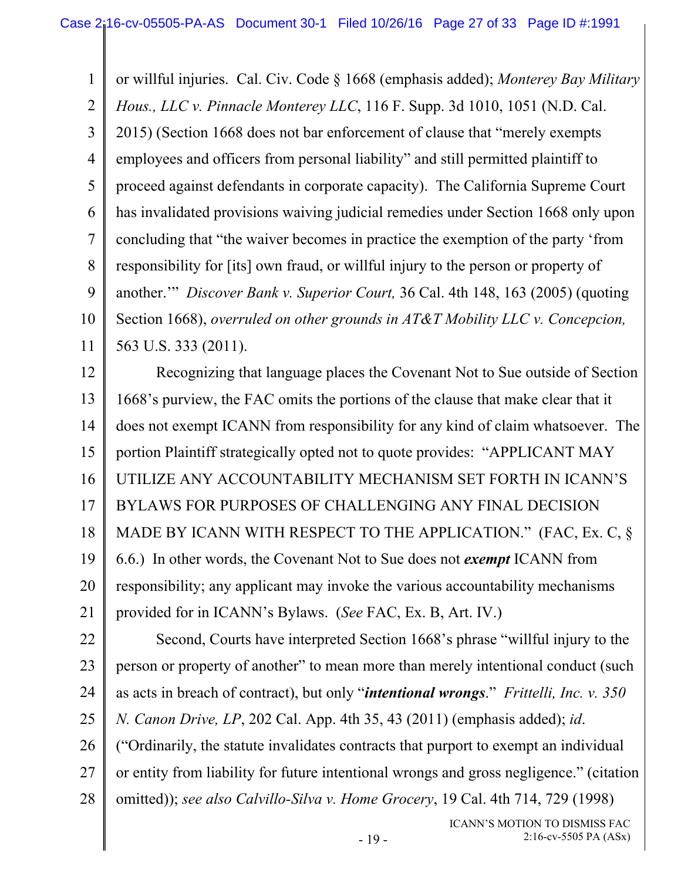or willful injuries. Cal. Civ. Code § 1668 (emphasis added); *Monterey Bay Military Hous., LLC v. Pinnacle Monterey LLC*, 116 F. Supp. 3d 1010, 1051 (N.D. Cal. 2015) (Section 1668 does not bar enforcement of clause that "merely exempts employees and officers from personal liability" and still permitted plaintiff to proceed against defendants in corporate capacity). The California Supreme Court has invalidated provisions waiving judicial remedies under Section 1668 only upon concluding that "the waiver becomes in practice the exemption of the party 'from responsibility for [its] own fraud, or willful injury to the person or property of another.'" *Discover Bank v. Superior Court,* 36 Cal. 4th 148, 163 (2005) (quoting Section 1668), *overruled on other grounds in AT&T Mobility LLC v. Concepcion,* 563 U.S. 333 (2011).

Recognizing that language places the Covenant Not to Sue outside of Section 1668's purview, the FAC omits the portions of the clause that make clear that it does not exempt ICANN from responsibility for any kind of claim whatsoever. The portion Plaintiff strategically opted not to quote provides: "APPLICANT MAY UTILIZE ANY ACCOUNTABILITY MECHANISM SET FORTH IN ICANN'S BYLAWS FOR PURPOSES OF CHALLENGING ANY FINAL DECISION MADE BY ICANN WITH RESPECT TO THE APPLICATION." (FAC, Ex. C, § 6.6.) In other words, the Covenant Not to Sue does not ***exempt*** ICANN from responsibility; any applicant may invoke the various accountability mechanisms provided for in ICANN's Bylaws. (*See* FAC, Ex. B, Art. IV.)

Second, Courts have interpreted Section 1668's phrase "willful injury to the person or property of another" to mean more than merely intentional conduct (such as acts in breach of contract), but only "***intentional wrongs***." *Frittelli, Inc. v. 350 N. Canon Drive, LP*, 202 Cal. App. 4th 35, 43 (2011) (emphasis added); *id*. ("Ordinarily, the statute invalidates contracts that purport to exempt an individual or entity from liability for future intentional wrongs and gross negligence." (citation omitted)); *see also Calvillo-Silva v. Home Grocery*, 19 Cal. 4th 714, 729 (1998)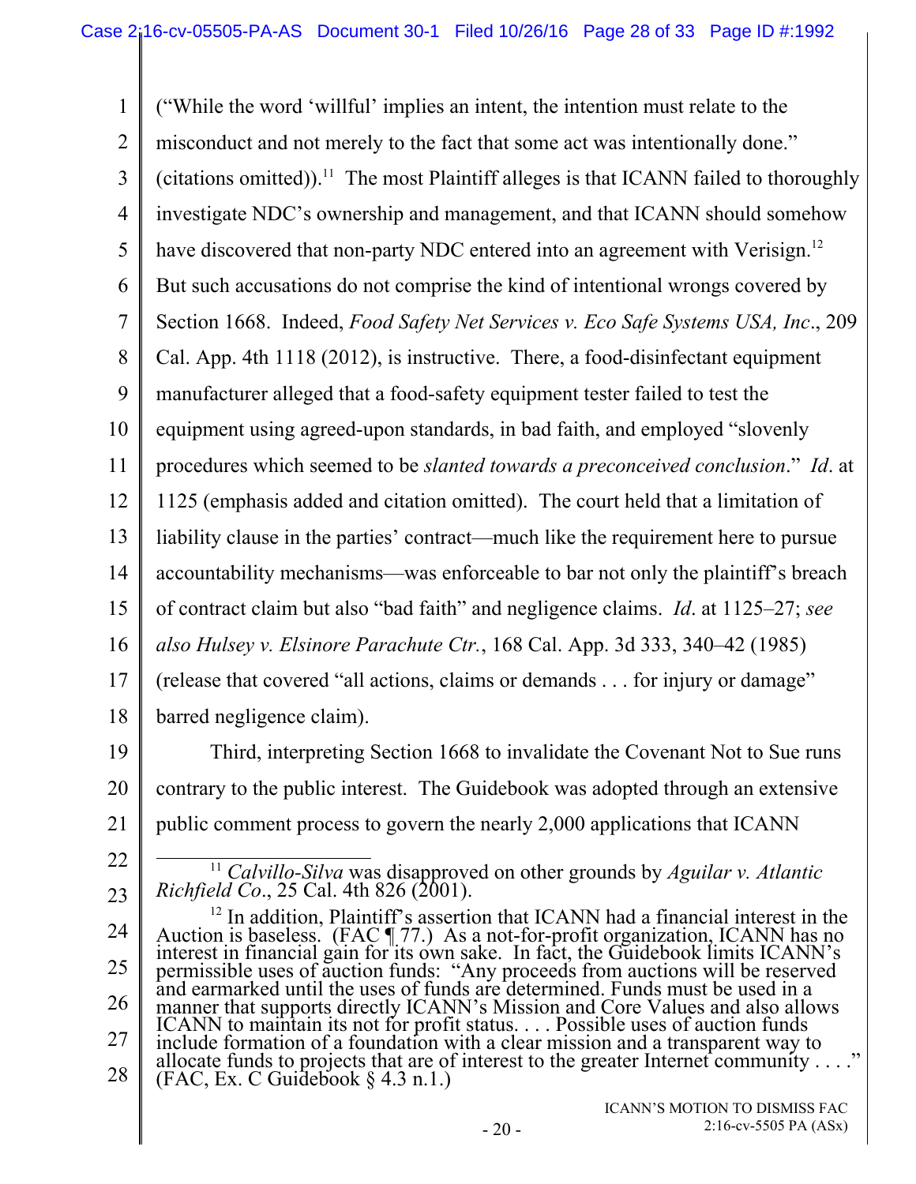("While the word 'willful' implies an intent, the intention must relate to the misconduct and not merely to the fact that some act was intentionally done." (citations omitted)).[11] The most Plaintiff alleges is that ICANN failed to thoroughly investigate NDC's ownership and management, and that ICANN should somehow have discovered that non-party NDC entered into an agreement with Verisign.[12] But such accusations do not comprise the kind of intentional wrongs covered by Section 1668. Indeed, *Food Safety Net Services v. Eco Safe Systems USA, Inc*., 209 Cal. App. 4th 1118 (2012), is instructive. There, a food-disinfectant equipment manufacturer alleged that a food-safety equipment tester failed to test the equipment using agreed-upon standards, in bad faith, and employed "slovenly procedures which seemed to be *slanted towards a preconceived conclusion*." *Id*. at 1125 (emphasis added and citation omitted). The court held that a limitation of liability clause in the parties' contract—much like the requirement here to pursue accountability mechanisms—was enforceable to bar not only the plaintiff's breach of contract claim but also "bad faith" and negligence claims. *Id*. at 1125–27; *see also Hulsey v. Elsinore Parachute Ctr.*, 168 Cal. App. 3d 333, 340–42 (1985) (release that covered "all actions, claims or demands . . . for injury or damage" barred negligence claim).

Third, interpreting Section 1668 to invalidate the Covenant Not to Sue runs contrary to the public interest. The Guidebook was adopted through an extensive public comment process to govern the nearly 2,000 applications that ICANN

---

[11] *Calvillo-Silva* was disapproved on other grounds by *Aguilar v. Atlantic Richfield Co*., 25 Cal. 4th 826 (2001).

[12] In addition, Plaintiff's assertion that ICANN had a financial interest in the Auction is baseless. (FAC ¶ 77.) As a not-for-profit organization, ICANN has no interest in financial gain for its own sake. In fact, the Guidebook limits ICANN's permissible uses of auction funds: "Any proceeds from auctions will be reserved and earmarked until the uses of funds are determined. Funds must be used in a manner that supports directly ICANN's Mission and Core Values and also allows ICANN to maintain its not for profit status. . . . Possible uses of auction funds include formation of a foundation with a clear mission and a transparent way to allocate funds to projects that are of interest to the greater Internet community . . . ." (FAC, Ex. C Guidebook § 4.3 n.1.)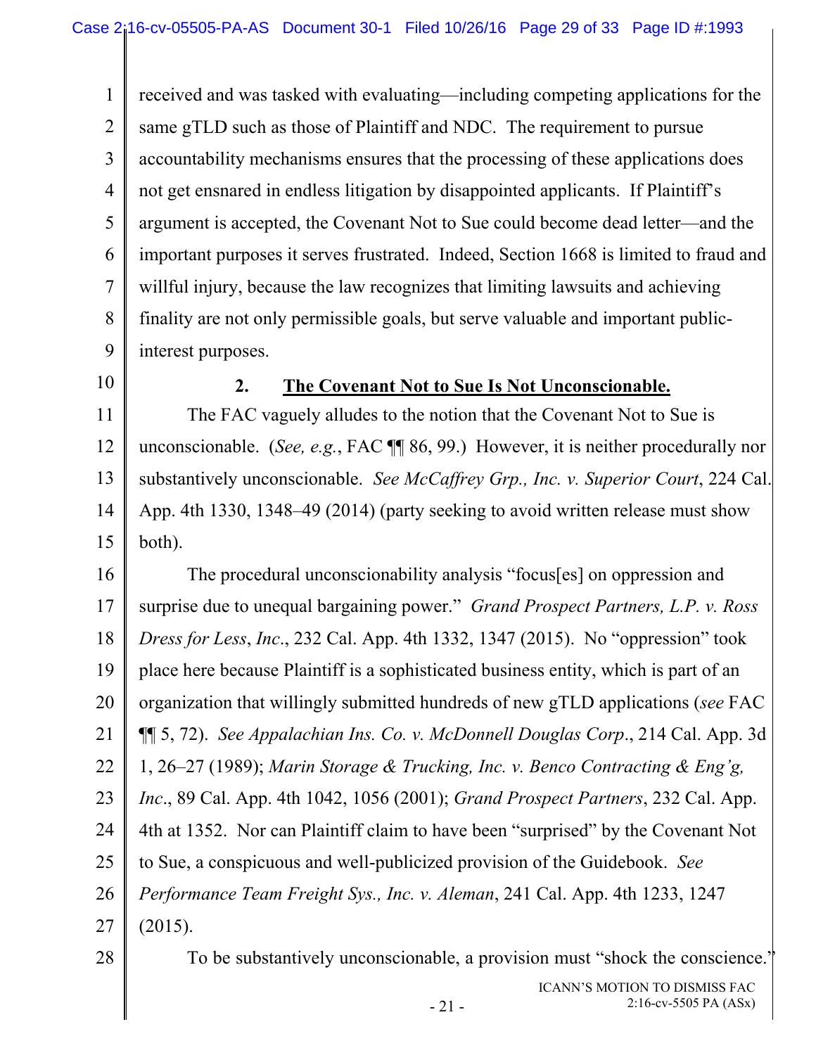received and was tasked with evaluating—including competing applications for the same gTLD such as those of Plaintiff and NDC. The requirement to pursue accountability mechanisms ensures that the processing of these applications does not get ensnared in endless litigation by disappointed applicants. If Plaintiff's argument is accepted, the Covenant Not to Sue could become dead letter—and the important purposes it serves frustrated. Indeed, Section 1668 is limited to fraud and willful injury, because the law recognizes that limiting lawsuits and achieving finality are not only permissible goals, but serve valuable and important public-interest purposes.

### 2. **<u>The Covenant Not to Sue Is Not Unconscionable.</u>**

The FAC vaguely alludes to the notion that the Covenant Not to Sue is unconscionable. (*See, e.g.*, FAC ¶¶ 86, 99.) However, it is neither procedurally nor substantively unconscionable. *See McCaffrey Grp., Inc. v. Superior Court*, 224 Cal. App. 4th 1330, 1348–49 (2014) (party seeking to avoid written release must show both).

The procedural unconscionability analysis "focus[es] on oppression and surprise due to unequal bargaining power." *Grand Prospect Partners, L.P. v. Ross Dress for Less*, *Inc*., 232 Cal. App. 4th 1332, 1347 (2015). No "oppression" took place here because Plaintiff is a sophisticated business entity, which is part of an organization that willingly submitted hundreds of new gTLD applications (*see* FAC ¶¶ 5, 72). *See Appalachian Ins. Co. v. McDonnell Douglas Corp*., 214 Cal. App. 3d 1, 26–27 (1989); *Marin Storage & Trucking, Inc. v. Benco Contracting & Eng'g, Inc*., 89 Cal. App. 4th 1042, 1056 (2001); *Grand Prospect Partners*, 232 Cal. App. 4th at 1352. Nor can Plaintiff claim to have been "surprised" by the Covenant Not to Sue, a conspicuous and well-publicized provision of the Guidebook. *See Performance Team Freight Sys., Inc. v. Aleman*, 241 Cal. App. 4th 1233, 1247 (2015).

To be substantively unconscionable, a provision must "shock the conscience."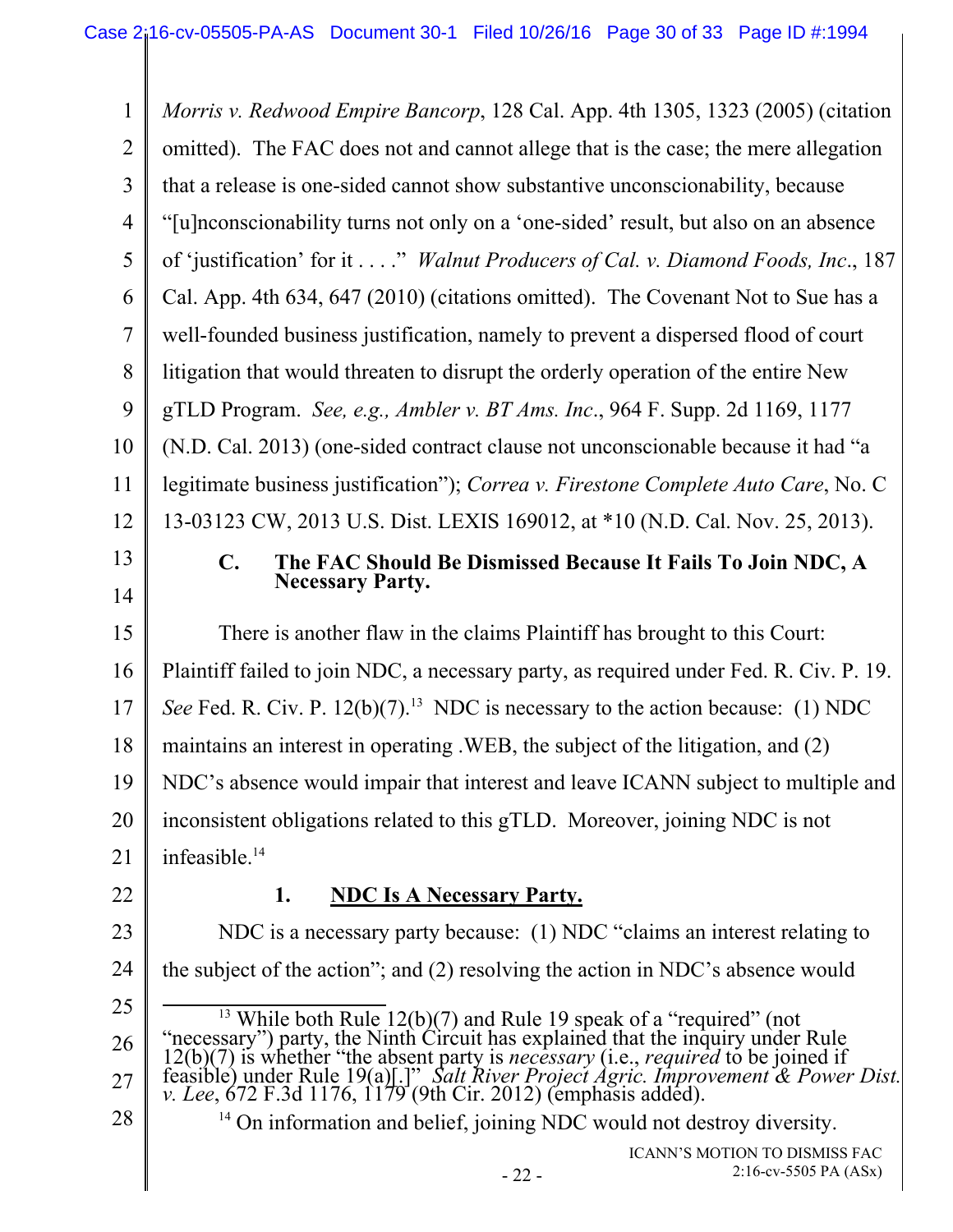*Morris v. Redwood Empire Bancorp*, 128 Cal. App. 4th 1305, 1323 (2005) (citation omitted). The FAC does not and cannot allege that is the case; the mere allegation that a release is one-sided cannot show substantive unconscionability, because "[u]nconscionability turns not only on a 'one-sided' result, but also on an absence of 'justification' for it . . . ." *Walnut Producers of Cal. v. Diamond Foods, Inc*., 187 Cal. App. 4th 634, 647 (2010) (citations omitted). The Covenant Not to Sue has a well-founded business justification, namely to prevent a dispersed flood of court litigation that would threaten to disrupt the orderly operation of the entire New gTLD Program. *See, e.g., Ambler v. BT Ams. Inc*., 964 F. Supp. 2d 1169, 1177 (N.D. Cal. 2013) (one-sided contract clause not unconscionable because it had "a legitimate business justification"); *Correa v. Firestone Complete Auto Care*, No. C 13-03123 CW, 2013 U.S. Dist. LEXIS 169012, at *10 (N.D. Cal. Nov. 25, 2013).

### C. The FAC Should Be Dismissed Because It Fails To Join NDC, A Necessary Party.

There is another flaw in the claims Plaintiff has brought to this Court: Plaintiff failed to join NDC, a necessary party, as required under Fed. R. Civ. P. 19. *See* Fed. R. Civ. P. 12(b)(7).[13] NDC is necessary to the action because: (1) NDC maintains an interest in operating .WEB, the subject of the litigation, and (2) NDC's absence would impair that interest and leave ICANN subject to multiple and inconsistent obligations related to this gTLD. Moreover, joining NDC is not infeasible.[14]

#### 1. <u>NDC Is A Necessary Party.</u>

NDC is a necessary party because: (1) NDC "claims an interest relating to the subject of the action"; and (2) resolving the action in NDC's absence would

---

[13] While both Rule 12(b)(7) and Rule 19 speak of a "required" (not "necessary") party, the Ninth Circuit has explained that the inquiry under Rule 12(b)(7) is whether "the absent party is *necessary* (i.e., *required* to be joined if feasible) under Rule 19(a)[.]" *Salt River Project Agric. Improvement & Power Dist. v. Lee*, 672 F.3d 1176, 1179 (9th Cir. 2012) (emphasis added).

[14] On information and belief, joining NDC would not destroy diversity.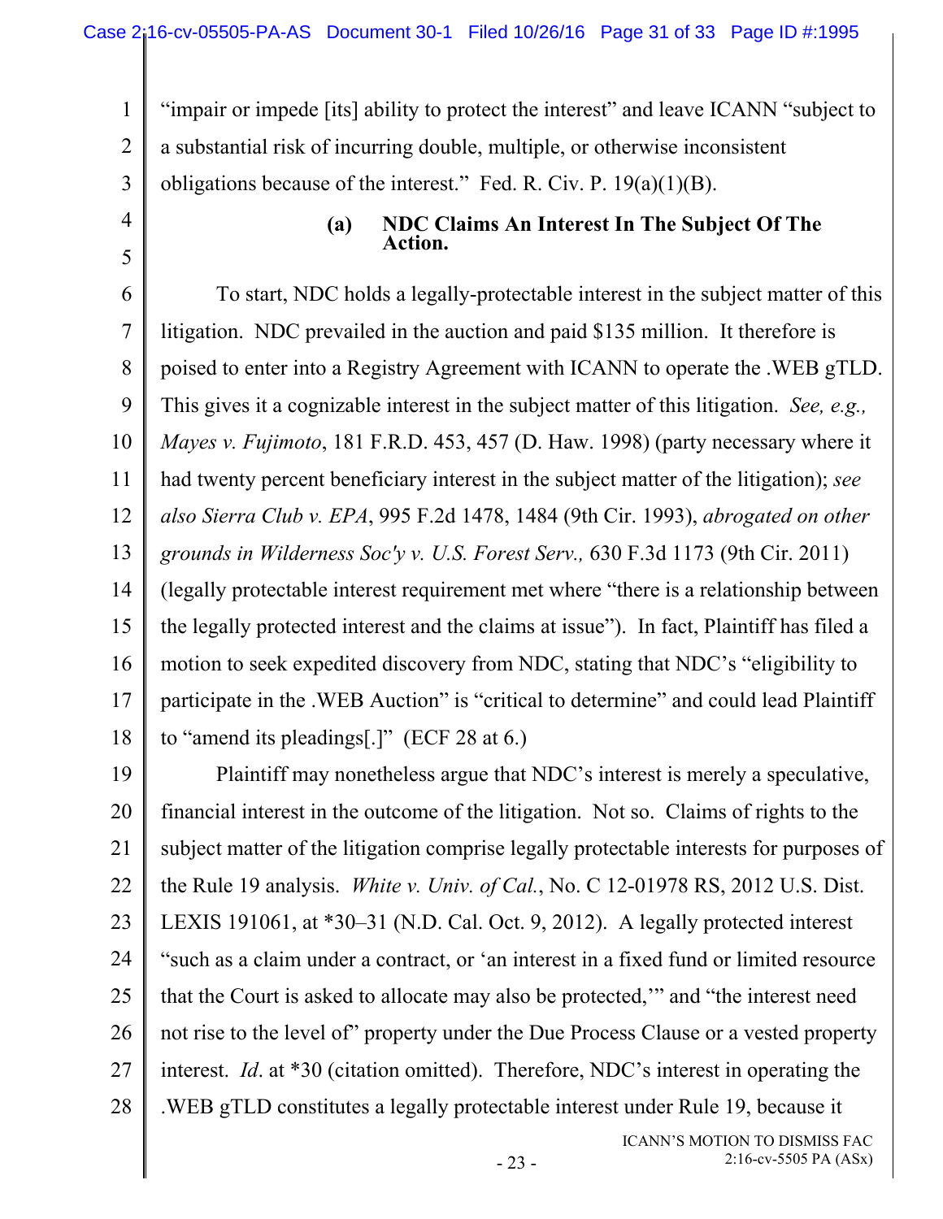"impair or impede [its] ability to protect the interest" and leave ICANN "subject to a substantial risk of incurring double, multiple, or otherwise inconsistent obligations because of the interest." Fed. R. Civ. P. 19(a)(1)(B).

#### (a) NDC Claims An Interest In The Subject Of The Action.

To start, NDC holds a legally-protectable interest in the subject matter of this litigation. NDC prevailed in the auction and paid $135 million. It therefore is poised to enter into a Registry Agreement with ICANN to operate the .WEB gTLD. This gives it a cognizable interest in the subject matter of this litigation. *See, e.g., Mayes v. Fujimoto*, 181 F.R.D. 453, 457 (D. Haw. 1998) (party necessary where it had twenty percent beneficiary interest in the subject matter of the litigation); *see also Sierra Club v. EPA*, 995 F.2d 1478, 1484 (9th Cir. 1993), *abrogated on other grounds in Wilderness Soc'y v. U.S. Forest Serv.,* 630 F.3d 1173 (9th Cir. 2011) (legally protectable interest requirement met where "there is a relationship between the legally protected interest and the claims at issue"). In fact, Plaintiff has filed a motion to seek expedited discovery from NDC, stating that NDC's "eligibility to participate in the .WEB Auction" is "critical to determine" and could lead Plaintiff to "amend its pleadings[.]" (ECF 28 at 6.)

Plaintiff may nonetheless argue that NDC's interest is merely a speculative, financial interest in the outcome of the litigation. Not so. Claims of rights to the subject matter of the litigation comprise legally protectable interests for purposes of the Rule 19 analysis. *White v. Univ. of Cal.*, No. C 12-01978 RS, 2012 U.S. Dist. LEXIS 191061, at *30–31 (N.D. Cal. Oct. 9, 2012). A legally protected interest "such as a claim under a contract, or 'an interest in a fixed fund or limited resource that the Court is asked to allocate may also be protected,'" and "the interest need not rise to the level of" property under the Due Process Clause or a vested property interest. *Id*. at *30 (citation omitted). Therefore, NDC's interest in operating the .WEB gTLD constitutes a legally protectable interest under Rule 19, because it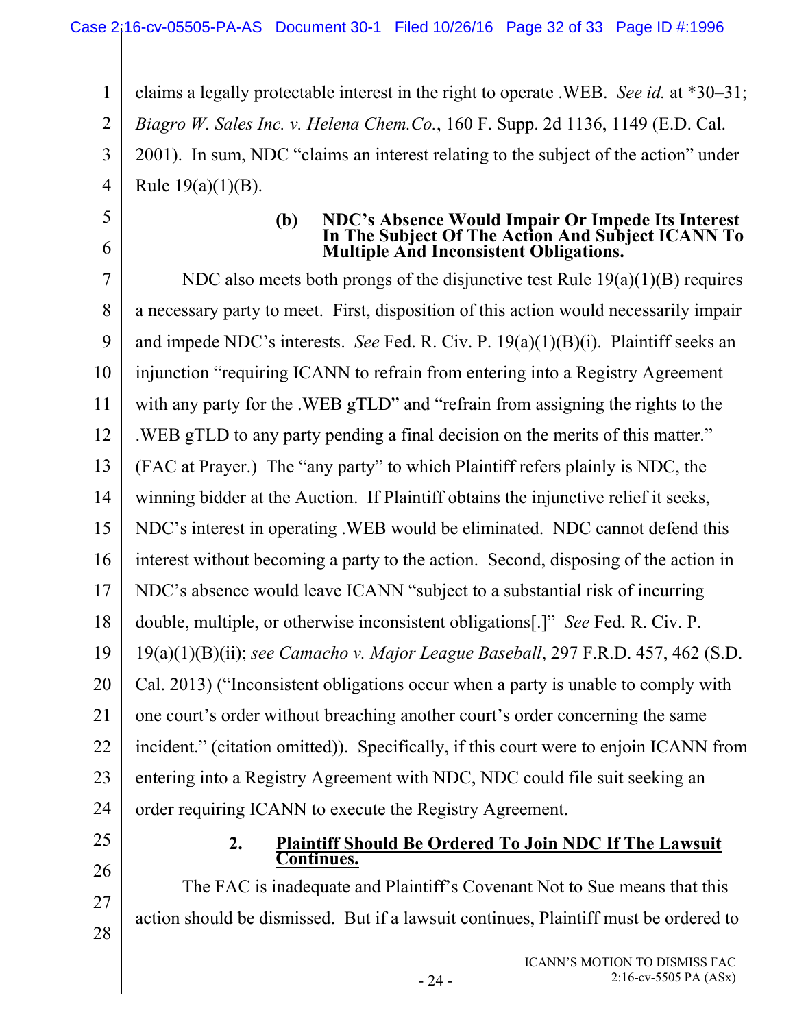claims a legally protectable interest in the right to operate .WEB. *See id.* at *30–31; *Biagro W. Sales Inc. v. Helena Chem.Co.*, 160 F. Supp. 2d 1136, 1149 (E.D. Cal. 2001). In sum, NDC "claims an interest relating to the subject of the action" under Rule 19(a)(1)(B).

**(b) NDC's Absence Would Impair Or Impede Its Interest In The Subject Of The Action And Subject ICANN To Multiple And Inconsistent Obligations.**

NDC also meets both prongs of the disjunctive test Rule 19(a)(1)(B) requires a necessary party to meet. First, disposition of this action would necessarily impair and impede NDC's interests. *See* Fed. R. Civ. P. 19(a)(1)(B)(i). Plaintiff seeks an injunction "requiring ICANN to refrain from entering into a Registry Agreement with any party for the .WEB gTLD" and "refrain from assigning the rights to the .WEB gTLD to any party pending a final decision on the merits of this matter." (FAC at Prayer.) The "any party" to which Plaintiff refers plainly is NDC, the winning bidder at the Auction. If Plaintiff obtains the injunctive relief it seeks, NDC's interest in operating .WEB would be eliminated. NDC cannot defend this interest without becoming a party to the action. Second, disposing of the action in NDC's absence would leave ICANN "subject to a substantial risk of incurring double, multiple, or otherwise inconsistent obligations[.]" *See* Fed. R. Civ. P. 19(a)(1)(B)(ii); *see Camacho v. Major League Baseball*, 297 F.R.D. 457, 462 (S.D. Cal. 2013) ("Inconsistent obligations occur when a party is unable to comply with one court's order without breaching another court's order concerning the same incident." (citation omitted)). Specifically, if this court were to enjoin ICANN from entering into a Registry Agreement with NDC, NDC could file suit seeking an order requiring ICANN to execute the Registry Agreement.

**2. <u>Plaintiff Should Be Ordered To Join NDC If The Lawsuit Continues.</u>**

The FAC is inadequate and Plaintiff's Covenant Not to Sue means that this action should be dismissed. But if a lawsuit continues, Plaintiff must be ordered to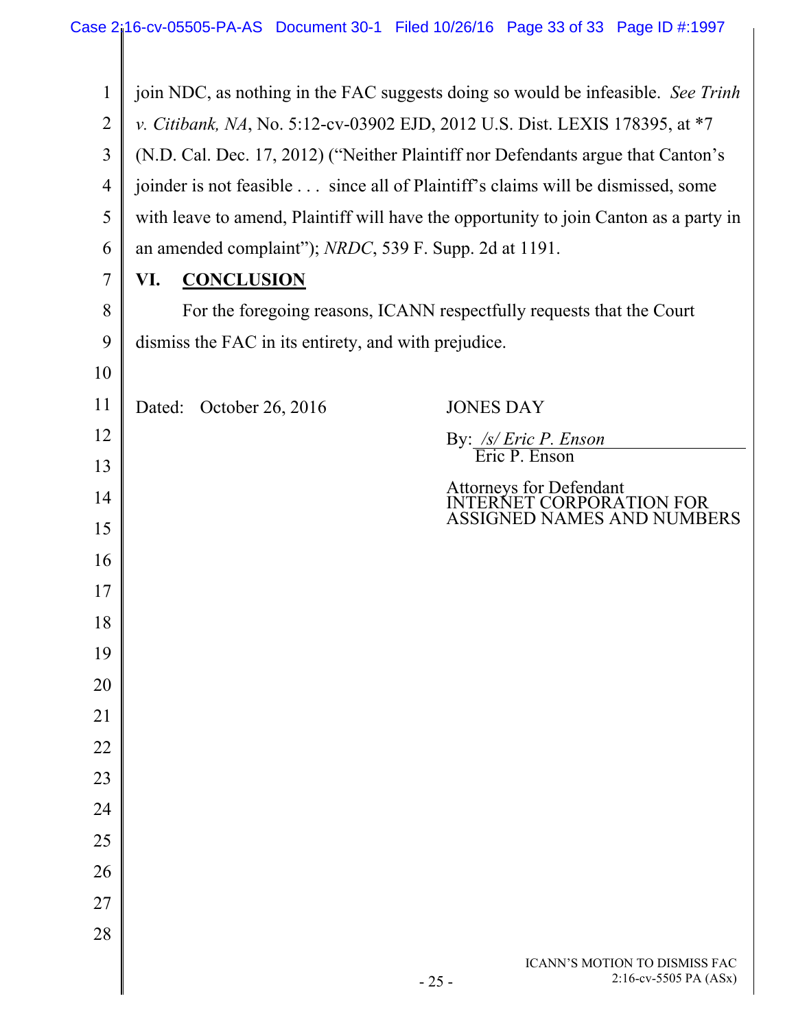join NDC, as nothing in the FAC suggests doing so would be infeasible. *See Trinh v. Citibank, NA*, No. 5:12-cv-03902 EJD, 2012 U.S. Dist. LEXIS 178395, at *7 (N.D. Cal. Dec. 17, 2012) ("Neither Plaintiff nor Defendants argue that Canton's joinder is not feasible . . . since all of Plaintiff's claims will be dismissed, some with leave to amend, Plaintiff will have the opportunity to join Canton as a party in an amended complaint"); *NRDC*, 539 F. Supp. 2d at 1191.

## VI. CONCLUSION

For the foregoing reasons, ICANN respectfully requests that the Court dismiss the FAC in its entirety, and with prejudice.

Dated: October 26, 2016

JONES DAY

By: */s/ Eric P. Enson*
Eric P. Enson

Attorneys for Defendant
INTERNET CORPORATION FOR ASSIGNED NAMES AND NUMBERS